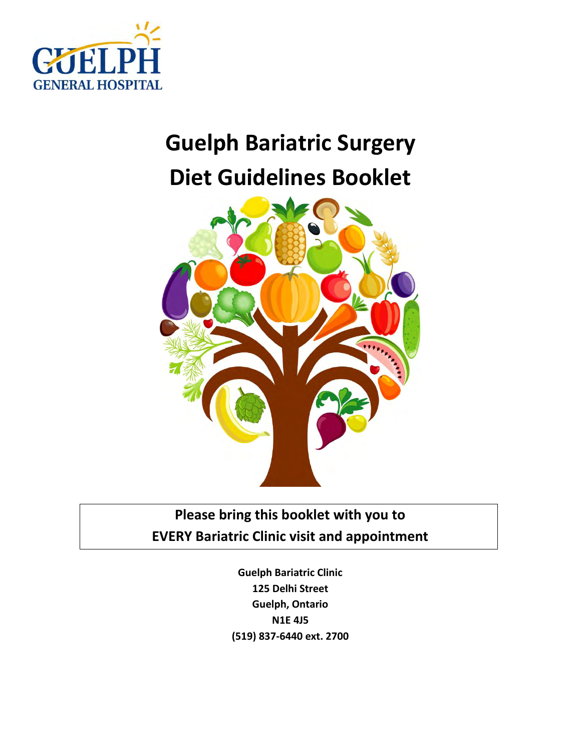GUELPH GENERAL HOSPITAL

# Guelph Bariatric Surgery Diet Guidelines Booklet

**Please bring this booklet with you to EVERY Bariatric Clinic visit and appointment**

**Guelph Bariatric Clinic**
**125 Delhi Street**
**Guelph, Ontario**
**N1E 4J5**
**(519) 837-6440 ext. 2700**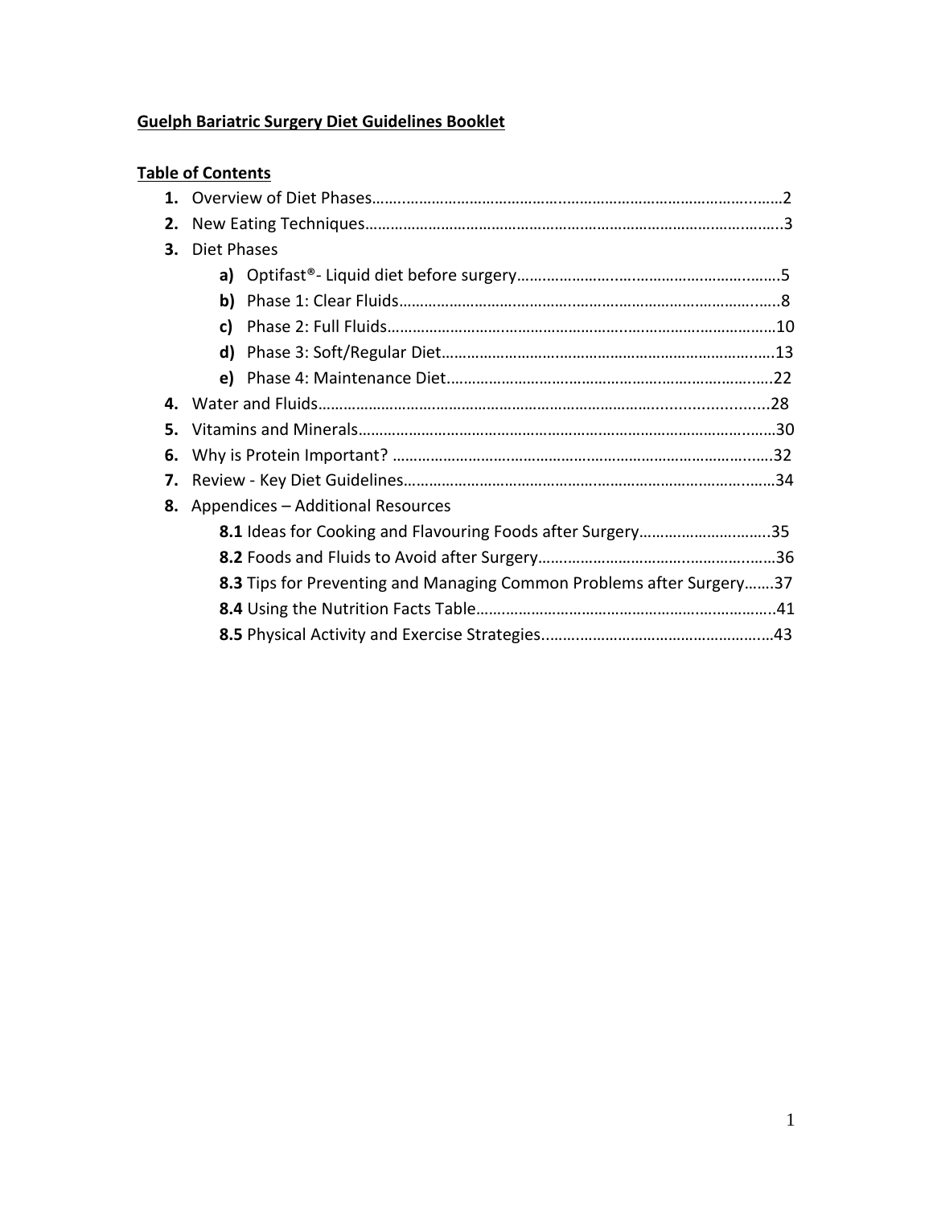**Guelph Bariatric Surgery Diet Guidelines Booklet**

**Table of Contents**

1. Overview of Diet Phases……2
2. New Eating Techniques……3
3. Diet Phases
   - **a)** Optifast®- Liquid diet before surgery……5
   - **b)** Phase 1: Clear Fluids……8
   - **c)** Phase 2: Full Fluids……10
   - **d)** Phase 3: Soft/Regular Diet……13
   - **e)** Phase 4: Maintenance Diet……22
4. Water and Fluids……28
5. Vitamins and Minerals……30
6. Why is Protein Important? ……32
7. Review - Key Diet Guidelines……34
8. Appendices – Additional Resources
   - **8.1** Ideas for Cooking and Flavouring Foods after Surgery……35
   - **8.2** Foods and Fluids to Avoid after Surgery……36
   - **8.3** Tips for Preventing and Managing Common Problems after Surgery……37
   - **8.4** Using the Nutrition Facts Table……41
   - **8.5** Physical Activity and Exercise Strategies……43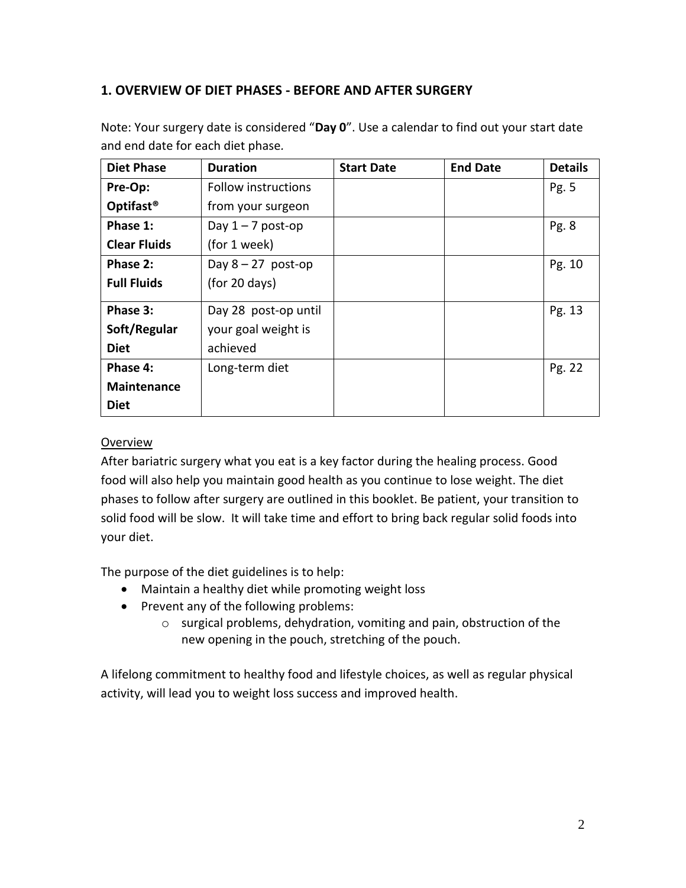## 1. OVERVIEW OF DIET PHASES - BEFORE AND AFTER SURGERY

Note: Your surgery date is considered "**Day 0**". Use a calendar to find out your start date and end date for each diet phase.

| Diet Phase | Duration | Start Date | End Date | Details |
|---|---|---|---|---|
| **Pre-Op: Optifast®** | Follow instructions from your surgeon | | | Pg. 5 |
| **Phase 1: Clear Fluids** | Day 1 – 7 post-op (for 1 week) | | | Pg. 8 |
| **Phase 2: Full Fluids** | Day 8 – 27 post-op (for 20 days) | | | Pg. 10 |
| **Phase 3: Soft/Regular Diet** | Day 28 post-op until your goal weight is achieved | | | Pg. 13 |
| **Phase 4: Maintenance Diet** | Long-term diet | | | Pg. 22 |

<u>Overview</u>

After bariatric surgery what you eat is a key factor during the healing process. Good food will also help you maintain good health as you continue to lose weight. The diet phases to follow after surgery are outlined in this booklet. Be patient, your transition to solid food will be slow. It will take time and effort to bring back regular solid foods into your diet.

The purpose of the diet guidelines is to help:

- Maintain a healthy diet while promoting weight loss
- Prevent any of the following problems:
    - surgical problems, dehydration, vomiting and pain, obstruction of the new opening in the pouch, stretching of the pouch.

A lifelong commitment to healthy food and lifestyle choices, as well as regular physical activity, will lead you to weight loss success and improved health.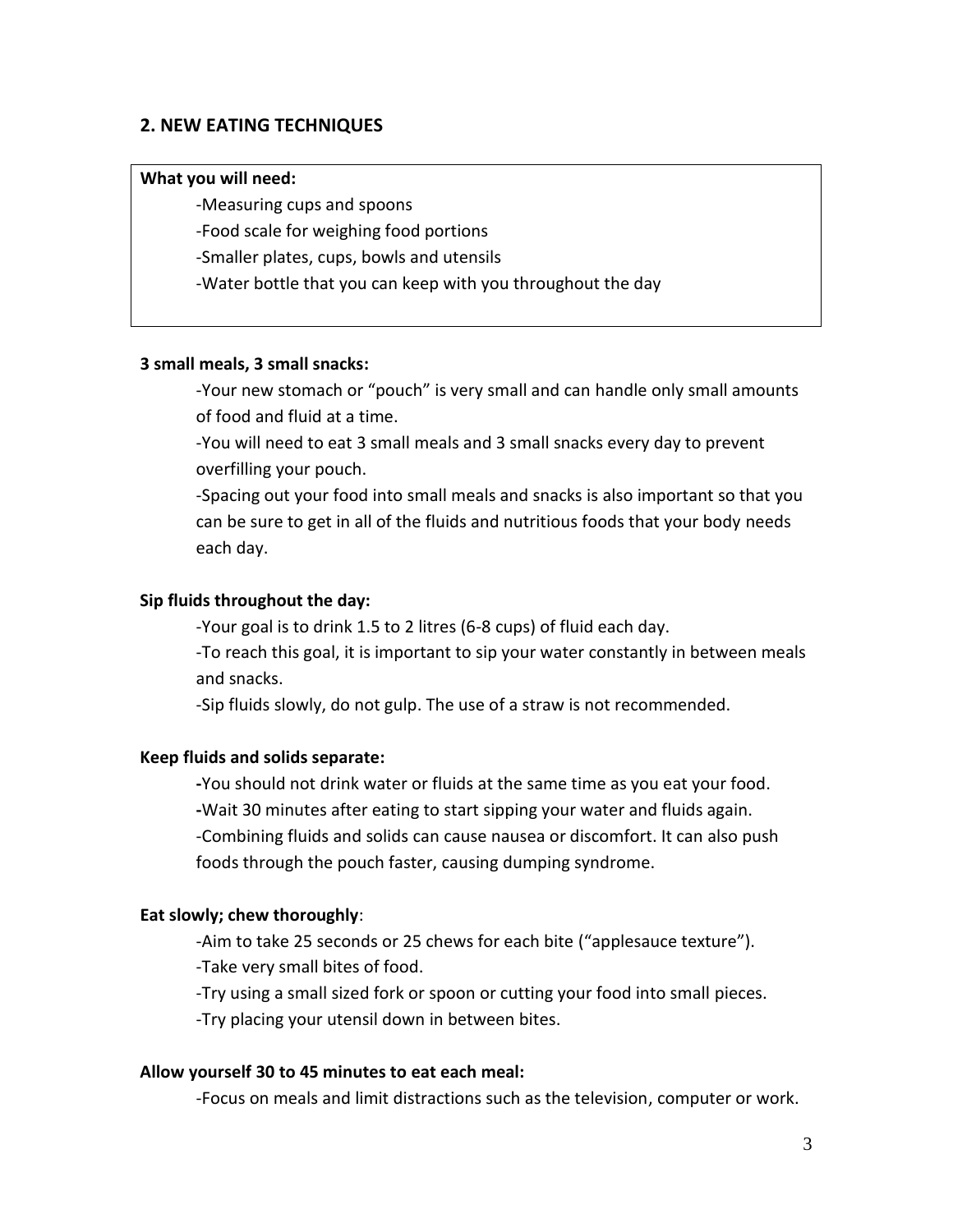## 2. NEW EATING TECHNIQUES

**What you will need:**

- -Measuring cups and spoons
- -Food scale for weighing food portions
- -Smaller plates, cups, bowls and utensils
- -Water bottle that you can keep with you throughout the day

**3 small meals, 3 small snacks:**

-Your new stomach or "pouch" is very small and can handle only small amounts of food and fluid at a time.

-You will need to eat 3 small meals and 3 small snacks every day to prevent overfilling your pouch.

-Spacing out your food into small meals and snacks is also important so that you can be sure to get in all of the fluids and nutritious foods that your body needs each day.

**Sip fluids throughout the day:**

-Your goal is to drink 1.5 to 2 litres (6-8 cups) of fluid each day.

-To reach this goal, it is important to sip your water constantly in between meals and snacks.

-Sip fluids slowly, do not gulp. The use of a straw is not recommended.

**Keep fluids and solids separate:**

**-**You should not drink water or fluids at the same time as you eat your food.

**-**Wait 30 minutes after eating to start sipping your water and fluids again.

-Combining fluids and solids can cause nausea or discomfort. It can also push foods through the pouch faster, causing dumping syndrome.

**Eat slowly; chew thoroughly**:

-Aim to take 25 seconds or 25 chews for each bite ("applesauce texture").

-Take very small bites of food.

-Try using a small sized fork or spoon or cutting your food into small pieces.

-Try placing your utensil down in between bites.

**Allow yourself 30 to 45 minutes to eat each meal:**

-Focus on meals and limit distractions such as the television, computer or work.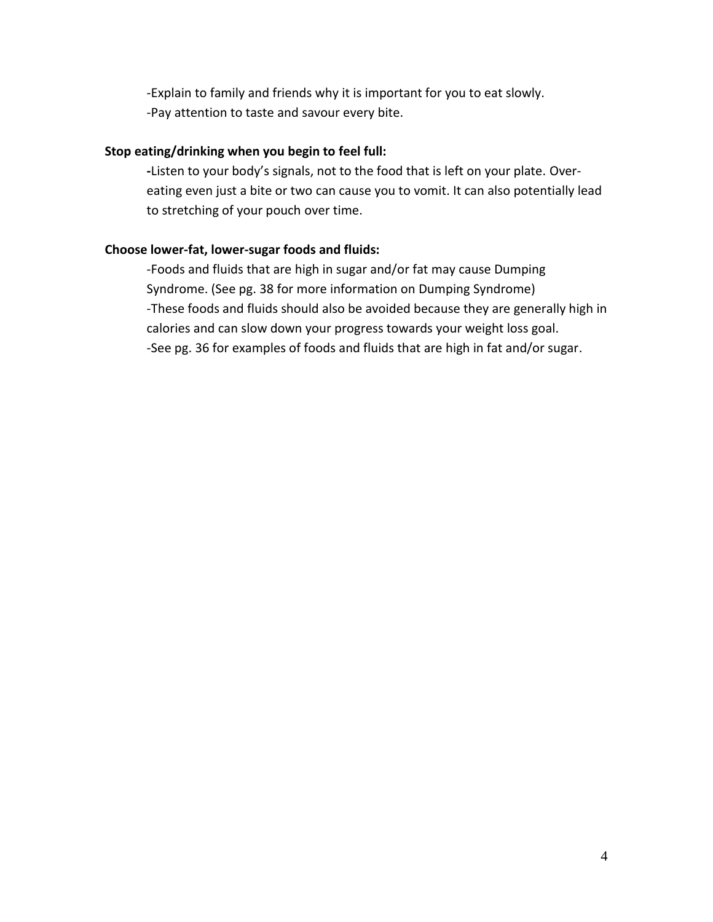-Explain to family and friends why it is important for you to eat slowly.
-Pay attention to taste and savour every bite.

**Stop eating/drinking when you begin to feel full:**

-Listen to your body's signals, not to the food that is left on your plate. Over-eating even just a bite or two can cause you to vomit. It can also potentially lead to stretching of your pouch over time.

**Choose lower-fat, lower-sugar foods and fluids:**

-Foods and fluids that are high in sugar and/or fat may cause Dumping Syndrome. (See pg. 38 for more information on Dumping Syndrome)
-These foods and fluids should also be avoided because they are generally high in calories and can slow down your progress towards your weight loss goal.
-See pg. 36 for examples of foods and fluids that are high in fat and/or sugar.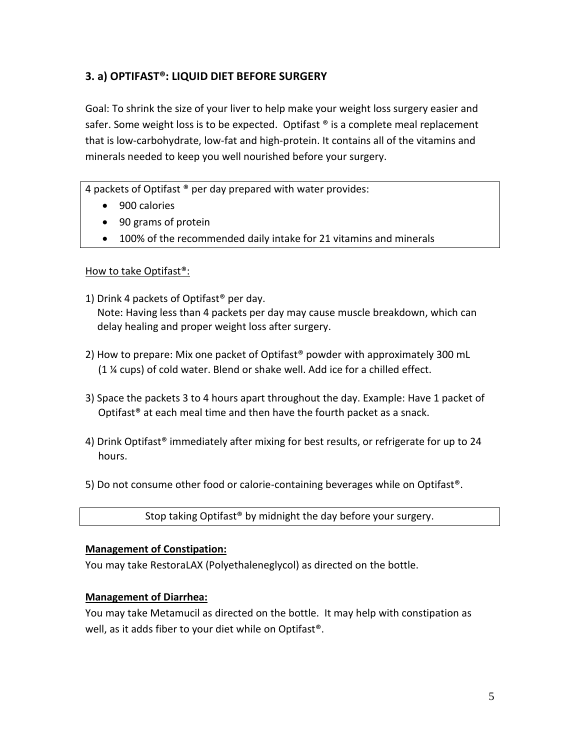## 3. a) OPTIFAST®: LIQUID DIET BEFORE SURGERY

Goal: To shrink the size of your liver to help make your weight loss surgery easier and safer. Some weight loss is to be expected. Optifast ® is a complete meal replacement that is low-carbohydrate, low-fat and high-protein. It contains all of the vitamins and minerals needed to keep you well nourished before your surgery.

4 packets of Optifast ® per day prepared with water provides:

- 900 calories
- 90 grams of protein
- 100% of the recommended daily intake for 21 vitamins and minerals

<u>How to take Optifast®:</u>

1) Drink 4 packets of Optifast® per day.
   Note: Having less than 4 packets per day may cause muscle breakdown, which can delay healing and proper weight loss after surgery.

2) How to prepare: Mix one packet of Optifast® powder with approximately 300 mL (1 ¼ cups) of cold water. Blend or shake well. Add ice for a chilled effect.

3) Space the packets 3 to 4 hours apart throughout the day. Example: Have 1 packet of Optifast® at each meal time and then have the fourth packet as a snack.

4) Drink Optifast® immediately after mixing for best results, or refrigerate for up to 24 hours.

5) Do not consume other food or calorie-containing beverages while on Optifast®.

Stop taking Optifast® by midnight the day before your surgery.

**Management of Constipation:**

You may take RestoraLAX (Polyethaleneglycol) as directed on the bottle.

**Management of Diarrhea:**

You may take Metamucil as directed on the bottle. It may help with constipation as well, as it adds fiber to your diet while on Optifast®.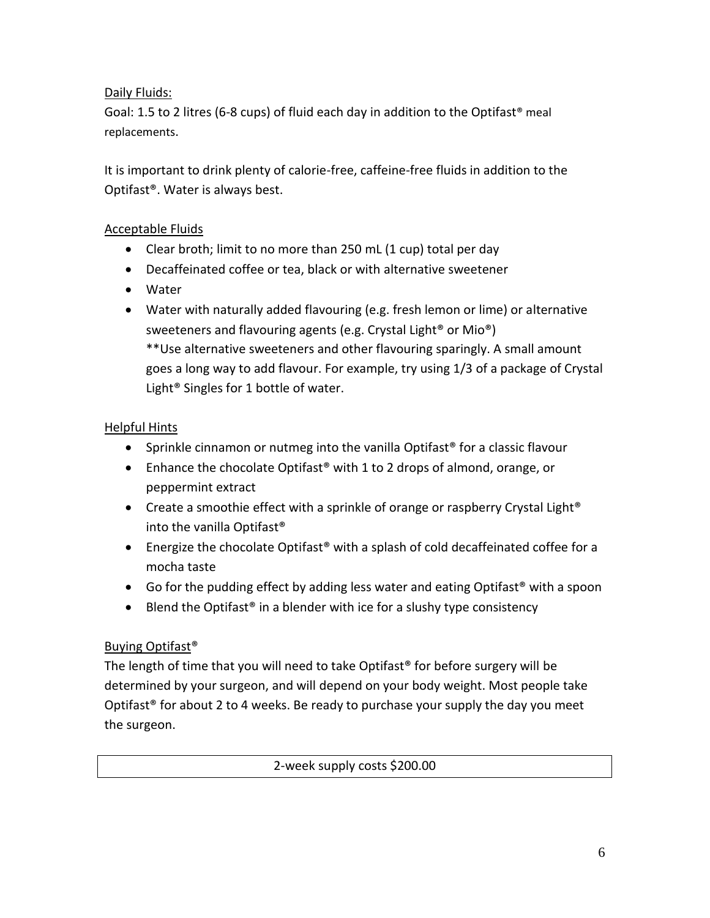Daily Fluids:

Goal: 1.5 to 2 litres (6-8 cups) of fluid each day in addition to the Optifast® meal replacements.

It is important to drink plenty of calorie-free, caffeine-free fluids in addition to the Optifast®. Water is always best.

Acceptable Fluids

- Clear broth; limit to no more than 250 mL (1 cup) total per day
- Decaffeinated coffee or tea, black or with alternative sweetener
- Water
- Water with naturally added flavouring (e.g. fresh lemon or lime) or alternative sweeteners and flavouring agents (e.g. Crystal Light® or Mio®)
  **Use alternative sweeteners and other flavouring sparingly. A small amount goes a long way to add flavour. For example, try using 1/3 of a package of Crystal Light® Singles for 1 bottle of water.

Helpful Hints

- Sprinkle cinnamon or nutmeg into the vanilla Optifast® for a classic flavour
- Enhance the chocolate Optifast® with 1 to 2 drops of almond, orange, or peppermint extract
- Create a smoothie effect with a sprinkle of orange or raspberry Crystal Light® into the vanilla Optifast®
- Energize the chocolate Optifast® with a splash of cold decaffeinated coffee for a mocha taste
- Go for the pudding effect by adding less water and eating Optifast® with a spoon
- Blend the Optifast® in a blender with ice for a slushy type consistency

Buying Optifast®

The length of time that you will need to take Optifast® for before surgery will be determined by your surgeon, and will depend on your body weight. Most people take Optifast® for about 2 to 4 weeks. Be ready to purchase your supply the day you meet the surgeon.

| 2-week supply costs $200.00 |
|---|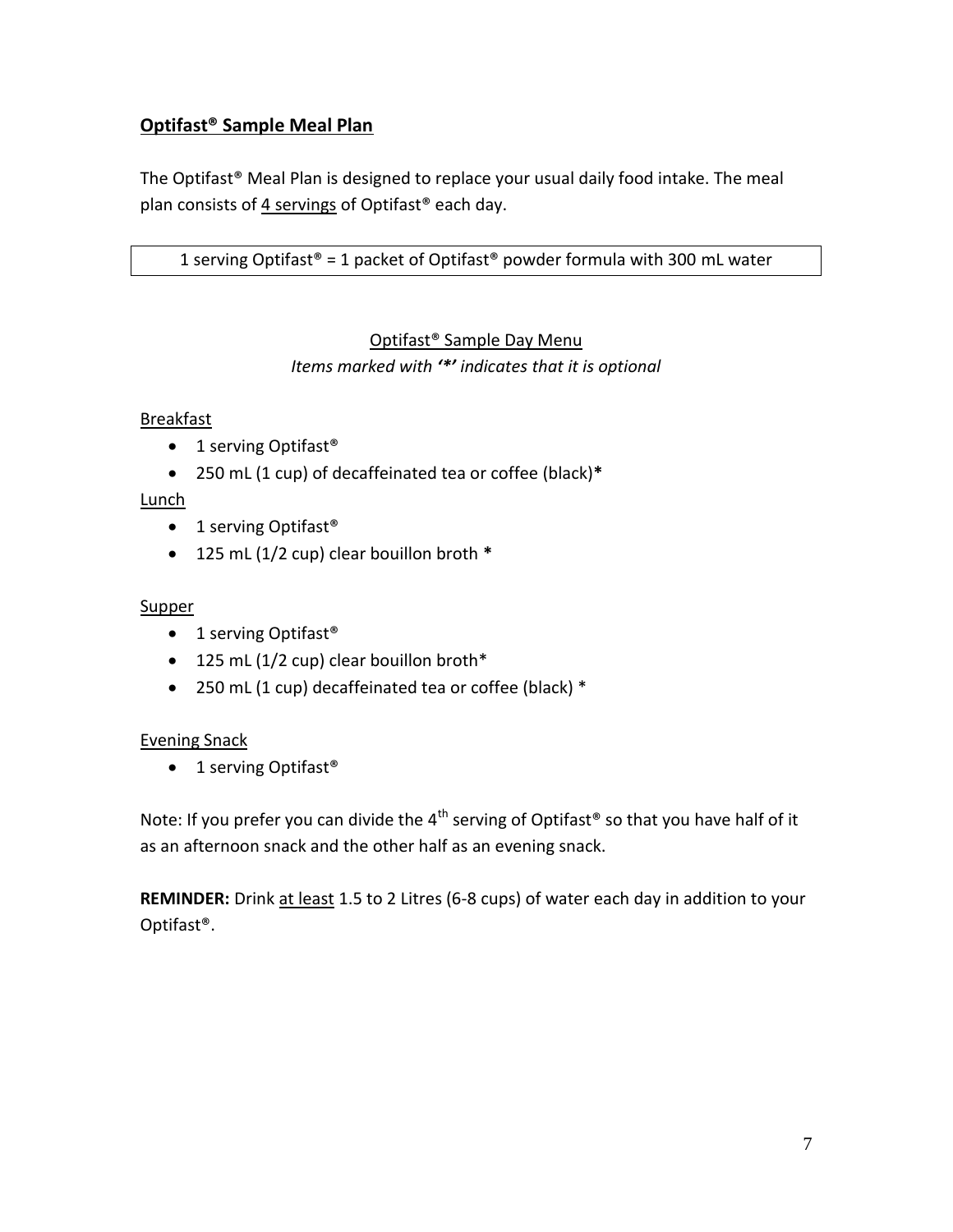## **Optifast® Sample Meal Plan**

The Optifast® Meal Plan is designed to replace your usual daily food intake. The meal plan consists of 4 servings of Optifast® each day.

| 1 serving Optifast® = 1 packet of Optifast® powder formula with 300 mL water |
|---|

### Optifast® Sample Day Menu

*Items marked with* ***'*'*** *indicates that it is optional*

Breakfast

- 1 serving Optifast®
- 250 mL (1 cup) of decaffeinated tea or coffee (black)**\***

Lunch

- 1 serving Optifast®
- 125 mL (1/2 cup) clear bouillon broth **\***

Supper

- 1 serving Optifast®
- 125 mL (1/2 cup) clear bouillon broth*
- 250 mL (1 cup) decaffeinated tea or coffee (black) *

Evening Snack

- 1 serving Optifast®

Note: If you prefer you can divide the 4th serving of Optifast® so that you have half of it as an afternoon snack and the other half as an evening snack.

**REMINDER:** Drink at least 1.5 to 2 Litres (6-8 cups) of water each day in addition to your Optifast®.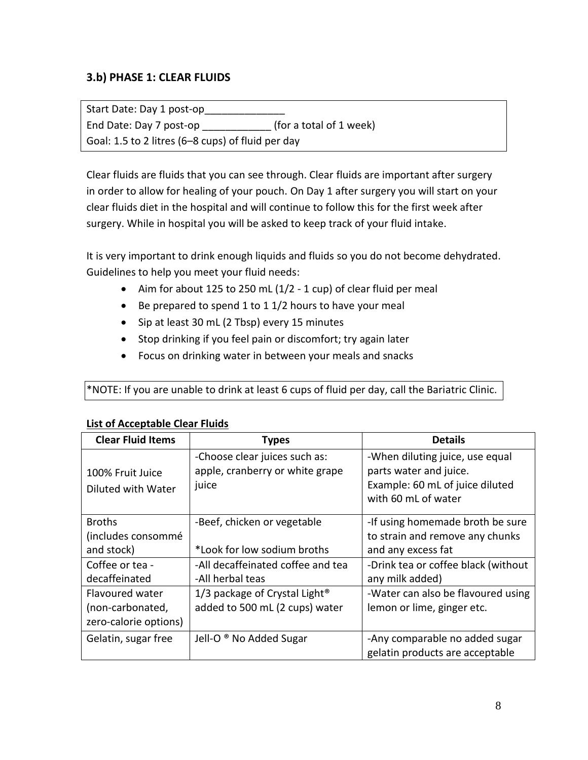### 3.b) PHASE 1: CLEAR FLUIDS

Start Date: Day 1 post-op______________
End Date: Day 7 post-op ____________ (for a total of 1 week)
Goal: 1.5 to 2 litres (6–8 cups) of fluid per day

Clear fluids are fluids that you can see through. Clear fluids are important after surgery in order to allow for healing of your pouch. On Day 1 after surgery you will start on your clear fluids diet in the hospital and will continue to follow this for the first week after surgery. While in hospital you will be asked to keep track of your fluid intake.

It is very important to drink enough liquids and fluids so you do not become dehydrated. Guidelines to help you meet your fluid needs:

- Aim for about 125 to 250 mL (1/2 - 1 cup) of clear fluid per meal
- Be prepared to spend 1 to 1 1/2 hours to have your meal
- Sip at least 30 mL (2 Tbsp) every 15 minutes
- Stop drinking if you feel pain or discomfort; try again later
- Focus on drinking water in between your meals and snacks

*NOTE: If you are unable to drink at least 6 cups of fluid per day, call the Bariatric Clinic.

**List of Acceptable Clear Fluids**

| Clear Fluid Items | Types | Details |
| --- | --- | --- |
| 100% Fruit Juice Diluted with Water | -Choose clear juices such as: apple, cranberry or white grape juice | -When diluting juice, use equal parts water and juice. Example: 60 mL of juice diluted with 60 mL of water |
| Broths (includes consommé and stock) | -Beef, chicken or vegetable<br>*Look for low sodium broths | -If using homemade broth be sure to strain and remove any chunks and any excess fat |
| Coffee or tea - decaffeinated | -All decaffeinated coffee and tea<br>-All herbal teas | -Drink tea or coffee black (without any milk added) |
| Flavoured water (non-carbonated, zero-calorie options) | 1/3 package of Crystal Light® added to 500 mL (2 cups) water | -Water can also be flavoured using lemon or lime, ginger etc. |
| Gelatin, sugar free | Jell-O ® No Added Sugar | -Any comparable no added sugar gelatin products are acceptable |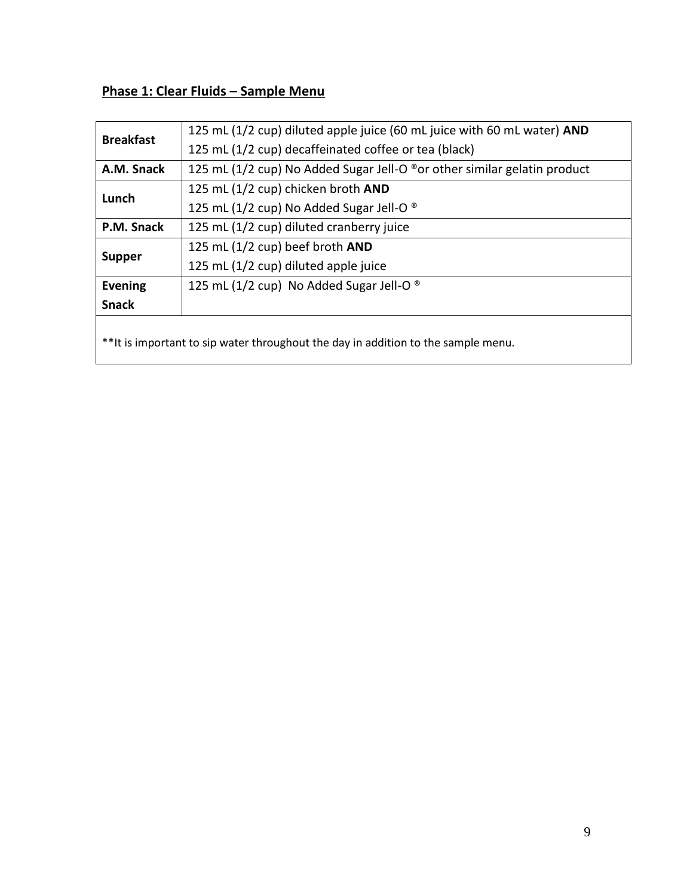## **Phase 1: Clear Fluids – Sample Menu**

| | |
|---|---|
| **Breakfast** | 125 mL (1/2 cup) diluted apple juice (60 mL juice with 60 mL water) **AND**<br>125 mL (1/2 cup) decaffeinated coffee or tea (black) |
| **A.M. Snack** | 125 mL (1/2 cup) No Added Sugar Jell-O ®or other similar gelatin product |
| **Lunch** | 125 mL (1/2 cup) chicken broth **AND**<br>125 mL (1/2 cup) No Added Sugar Jell-O ® |
| **P.M. Snack** | 125 mL (1/2 cup) diluted cranberry juice |
| **Supper** | 125 mL (1/2 cup) beef broth **AND**<br>125 mL (1/2 cup) diluted apple juice |
| **Evening Snack** | 125 mL (1/2 cup) No Added Sugar Jell-O ® |
| **It is important to sip water throughout the day in addition to the sample menu. | |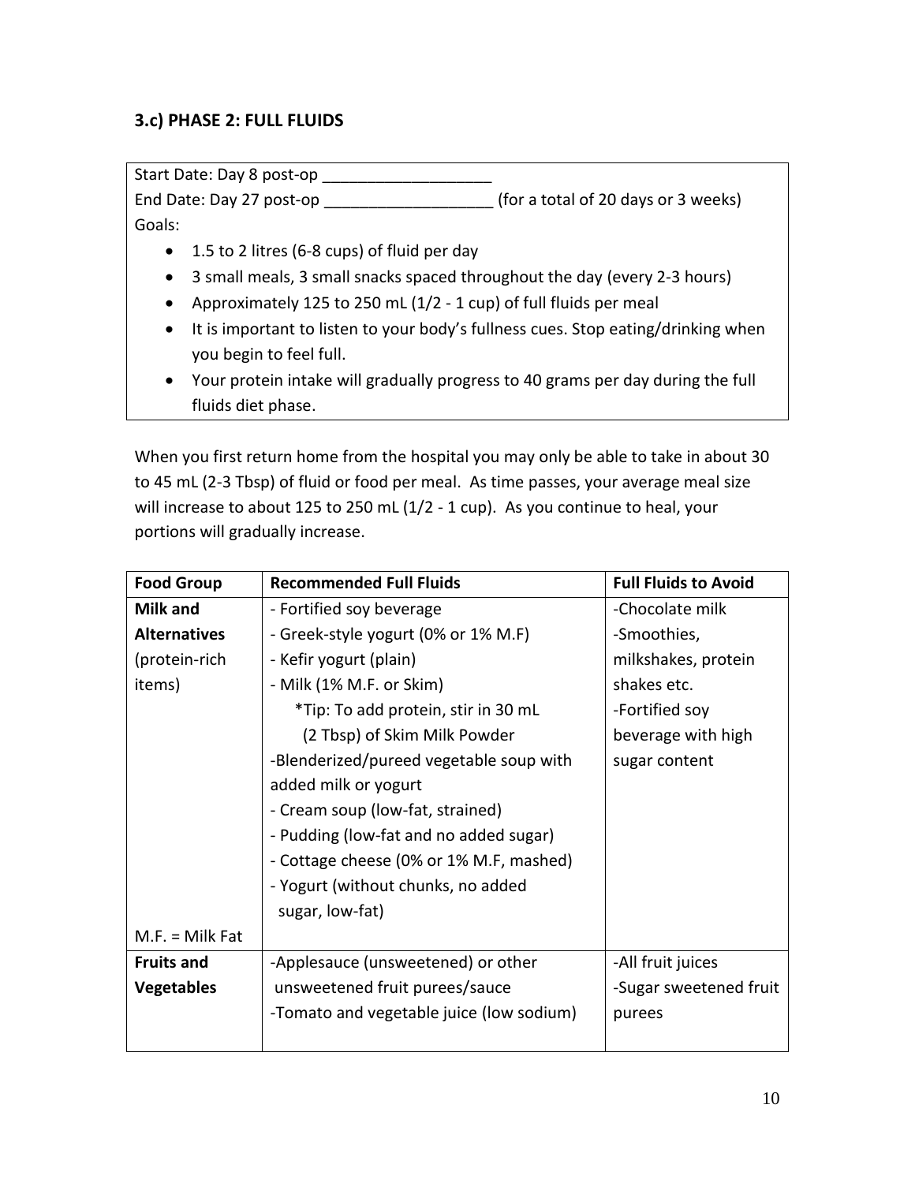### 3.c) PHASE 2: FULL FLUIDS

Start Date: Day 8 post-op ___________________

End Date: Day 27 post-op ___________________ (for a total of 20 days or 3 weeks)

Goals:

- 1.5 to 2 litres (6-8 cups) of fluid per day
- 3 small meals, 3 small snacks spaced throughout the day (every 2-3 hours)
- Approximately 125 to 250 mL (1/2 - 1 cup) of full fluids per meal
- It is important to listen to your body's fullness cues. Stop eating/drinking when you begin to feel full.
- Your protein intake will gradually progress to 40 grams per day during the full fluids diet phase.

When you first return home from the hospital you may only be able to take in about 30 to 45 mL (2-3 Tbsp) of fluid or food per meal. As time passes, your average meal size will increase to about 125 to 250 mL (1/2 - 1 cup). As you continue to heal, your portions will gradually increase.

| Food Group | Recommended Full Fluids | Full Fluids to Avoid |
|---|---|---|
| **Milk and Alternatives** (protein-rich items)<br><br>M.F. = Milk Fat | - Fortified soy beverage<br>- Greek-style yogurt (0% or 1% M.F)<br>- Kefir yogurt (plain)<br>- Milk (1% M.F. or Skim)<br>*Tip: To add protein, stir in 30 mL (2 Tbsp) of Skim Milk Powder<br>-Blenderized/pureed vegetable soup with added milk or yogurt<br>- Cream soup (low-fat, strained)<br>- Pudding (low-fat and no added sugar)<br>- Cottage cheese (0% or 1% M.F, mashed)<br>- Yogurt (without chunks, no added sugar, low-fat) | -Chocolate milk<br>-Smoothies, milkshakes, protein shakes etc.<br>-Fortified soy beverage with high sugar content |
| **Fruits and Vegetables** | -Applesauce (unsweetened) or other unsweetened fruit purees/sauce<br>-Tomato and vegetable juice (low sodium) | -All fruit juices<br>-Sugar sweetened fruit purees |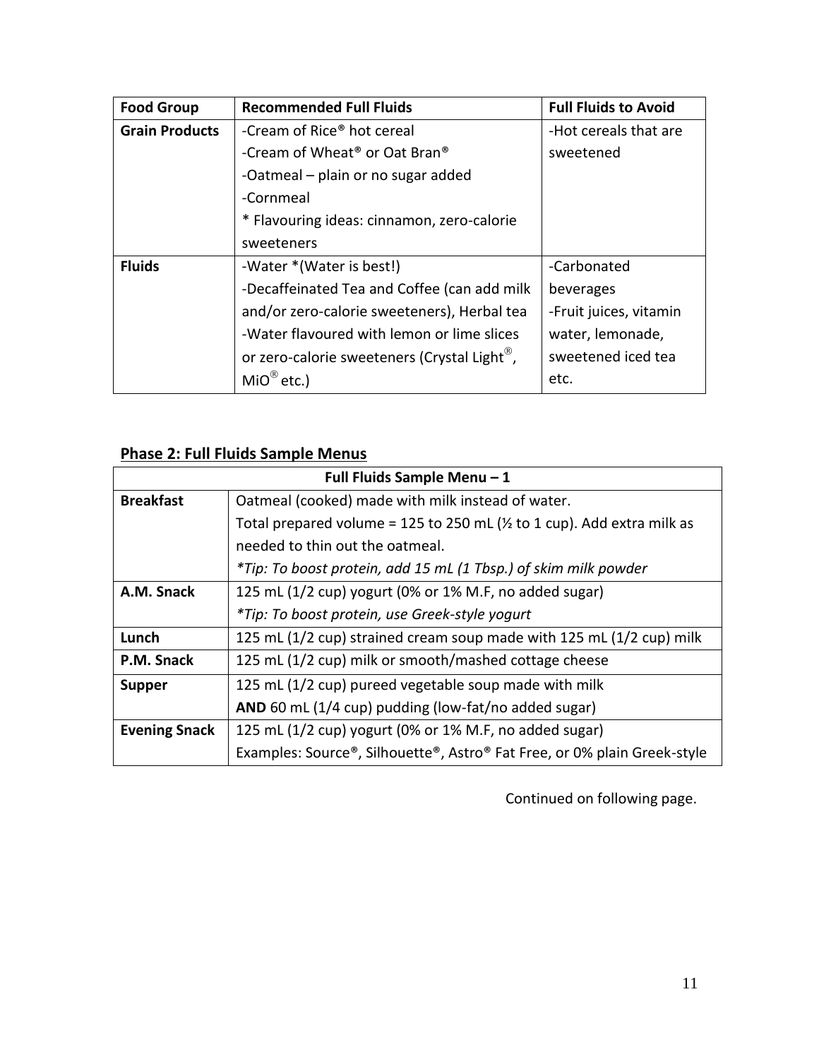| Food Group | Recommended Full Fluids | Full Fluids to Avoid |
| --- | --- | --- |
| **Grain Products** | -Cream of Rice® hot cereal<br>-Cream of Wheat® or Oat Bran®<br>-Oatmeal – plain or no sugar added<br>-Cornmeal<br>* Flavouring ideas: cinnamon, zero-calorie sweeteners | -Hot cereals that are sweetened |
| **Fluids** | -Water *(Water is best!)<br>-Decaffeinated Tea and Coffee (can add milk and/or zero-calorie sweeteners), Herbal tea<br>-Water flavoured with lemon or lime slices or zero-calorie sweeteners (Crystal Light®, MiO® etc.) | -Carbonated beverages<br>-Fruit juices, vitamin water, lemonade, sweetened iced tea etc. |

## Phase 2: Full Fluids Sample Menus

| Full Fluids Sample Menu – 1 | |
| --- | --- |
| **Breakfast** | Oatmeal (cooked) made with milk instead of water.<br>Total prepared volume = 125 to 250 mL (½ to 1 cup). Add extra milk as needed to thin out the oatmeal.<br>*\*Tip: To boost protein, add 15 mL (1 Tbsp.) of skim milk powder* |
| **A.M. Snack** | 125 mL (1/2 cup) yogurt (0% or 1% M.F, no added sugar)<br>*\*Tip: To boost protein, use Greek-style yogurt* |
| **Lunch** | 125 mL (1/2 cup) strained cream soup made with 125 mL (1/2 cup) milk |
| **P.M. Snack** | 125 mL (1/2 cup) milk or smooth/mashed cottage cheese |
| **Supper** | 125 mL (1/2 cup) pureed vegetable soup made with milk<br>**AND** 60 mL (1/4 cup) pudding (low-fat/no added sugar) |
| **Evening Snack** | 125 mL (1/2 cup) yogurt (0% or 1% M.F, no added sugar)<br>Examples: Source®, Silhouette®, Astro® Fat Free, or 0% plain Greek-style |

Continued on following page.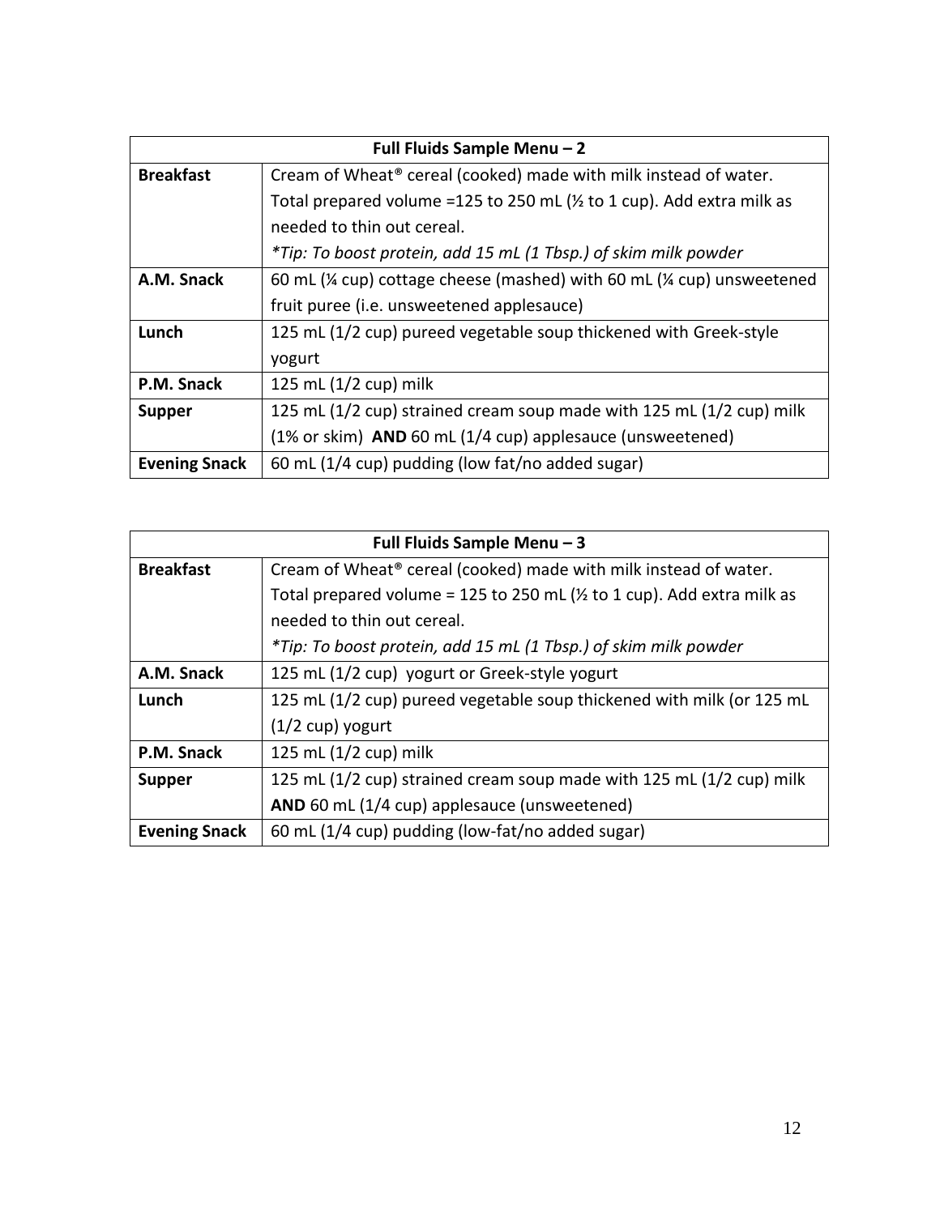| Full Fluids Sample Menu – 2 | |
|---|---|
| **Breakfast** | Cream of Wheat® cereal (cooked) made with milk instead of water. Total prepared volume =125 to 250 mL (½ to 1 cup). Add extra milk as needed to thin out cereal. *\*Tip: To boost protein, add 15 mL (1 Tbsp.) of skim milk powder* |
| **A.M. Snack** | 60 mL (¼ cup) cottage cheese (mashed) with 60 mL (¼ cup) unsweetened fruit puree (i.e. unsweetened applesauce) |
| **Lunch** | 125 mL (1/2 cup) pureed vegetable soup thickened with Greek-style yogurt |
| **P.M. Snack** | 125 mL (1/2 cup) milk |
| **Supper** | 125 mL (1/2 cup) strained cream soup made with 125 mL (1/2 cup) milk (1% or skim) **AND** 60 mL (1/4 cup) applesauce (unsweetened) |
| **Evening Snack** | 60 mL (1/4 cup) pudding (low fat/no added sugar) |

| Full Fluids Sample Menu – 3 | |
|---|---|
| **Breakfast** | Cream of Wheat® cereal (cooked) made with milk instead of water. Total prepared volume = 125 to 250 mL (½ to 1 cup). Add extra milk as needed to thin out cereal. *\*Tip: To boost protein, add 15 mL (1 Tbsp.) of skim milk powder* |
| **A.M. Snack** | 125 mL (1/2 cup) yogurt or Greek-style yogurt |
| **Lunch** | 125 mL (1/2 cup) pureed vegetable soup thickened with milk (or 125 mL (1/2 cup) yogurt |
| **P.M. Snack** | 125 mL (1/2 cup) milk |
| **Supper** | 125 mL (1/2 cup) strained cream soup made with 125 mL (1/2 cup) milk **AND** 60 mL (1/4 cup) applesauce (unsweetened) |
| **Evening Snack** | 60 mL (1/4 cup) pudding (low-fat/no added sugar) |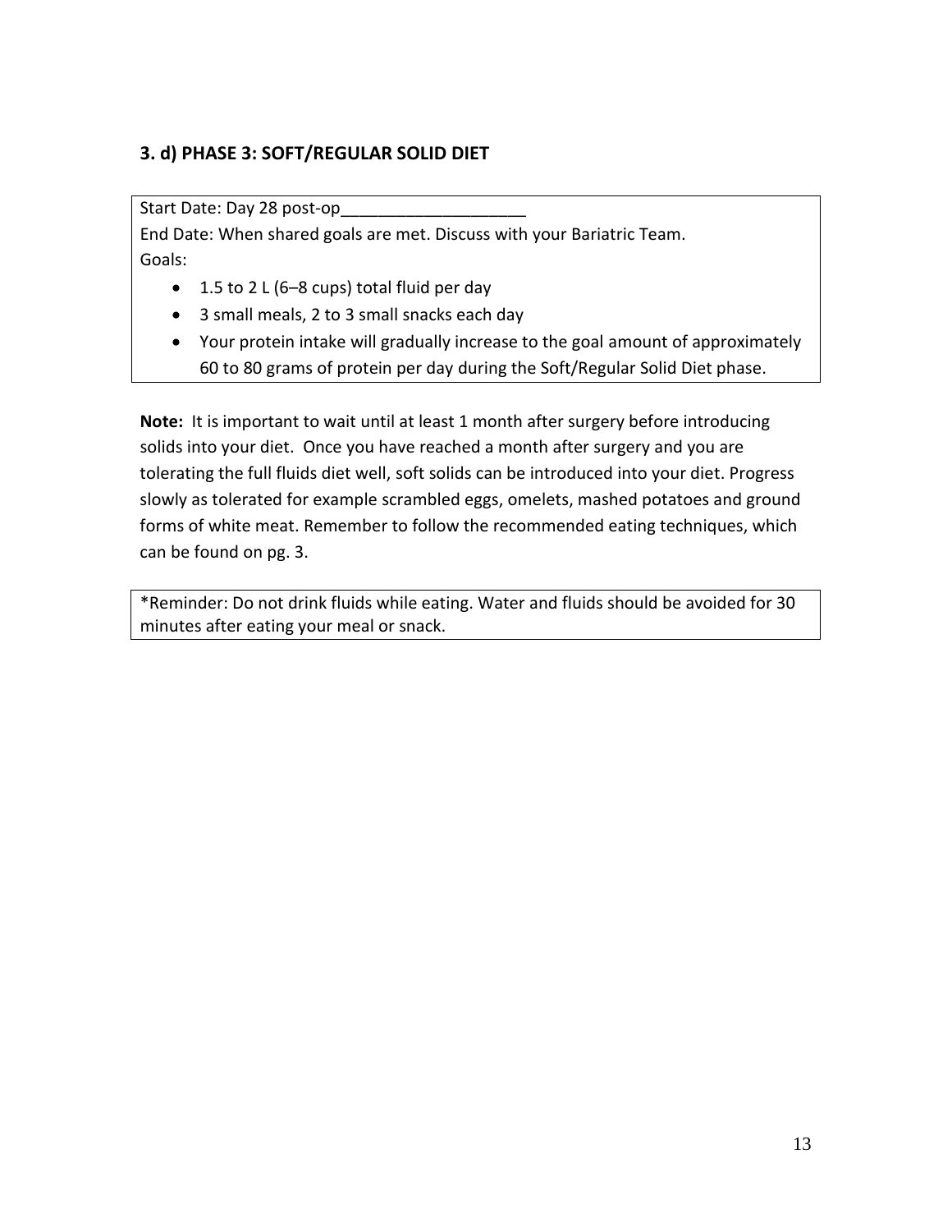### 3. d) PHASE 3: SOFT/REGULAR SOLID DIET

Start Date: Day 28 post-op____________________

End Date: When shared goals are met. Discuss with your Bariatric Team.

Goals:

- 1.5 to 2 L (6–8 cups) total fluid per day
- 3 small meals, 2 to 3 small snacks each day
- Your protein intake will gradually increase to the goal amount of approximately 60 to 80 grams of protein per day during the Soft/Regular Solid Diet phase.

**Note:** It is important to wait until at least 1 month after surgery before introducing solids into your diet. Once you have reached a month after surgery and you are tolerating the full fluids diet well, soft solids can be introduced into your diet. Progress slowly as tolerated for example scrambled eggs, omelets, mashed potatoes and ground forms of white meat. Remember to follow the recommended eating techniques, which can be found on pg. 3.

*Reminder: Do not drink fluids while eating. Water and fluids should be avoided for 30 minutes after eating your meal or snack.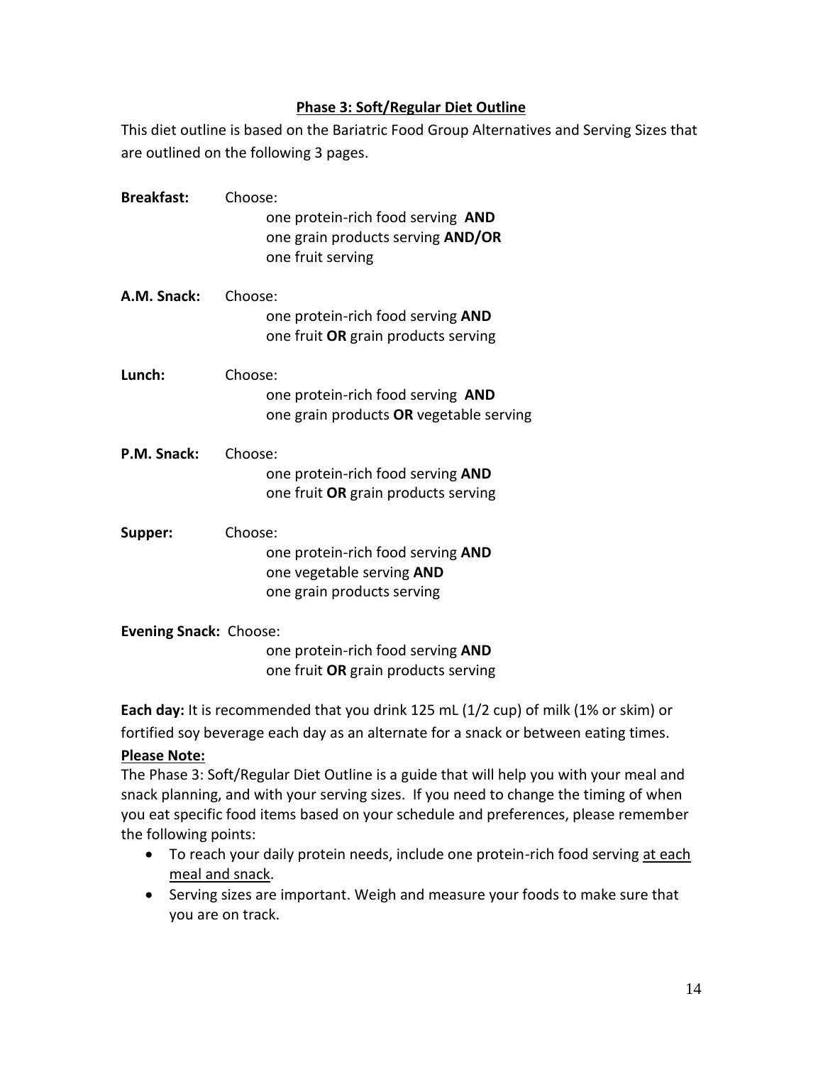## Phase 3: Soft/Regular Diet Outline

This diet outline is based on the Bariatric Food Group Alternatives and Serving Sizes that are outlined on the following 3 pages.

**Breakfast:** Choose:
- one protein-rich food serving **AND**
- one grain products serving **AND/OR**
- one fruit serving

**A.M. Snack:** Choose:
- one protein-rich food serving **AND**
- one fruit **OR** grain products serving

**Lunch:** Choose:
- one protein-rich food serving **AND**
- one grain products **OR** vegetable serving

**P.M. Snack:** Choose:
- one protein-rich food serving **AND**
- one fruit **OR** grain products serving

**Supper:** Choose:
- one protein-rich food serving **AND**
- one vegetable serving **AND**
- one grain products serving

**Evening Snack:** Choose:
- one protein-rich food serving **AND**
- one fruit **OR** grain products serving

**Each day:** It is recommended that you drink 125 mL (1/2 cup) of milk (1% or skim) or fortified soy beverage each day as an alternate for a snack or between eating times.

**Please Note:**

The Phase 3: Soft/Regular Diet Outline is a guide that will help you with your meal and snack planning, and with your serving sizes. If you need to change the timing of when you eat specific food items based on your schedule and preferences, please remember the following points:

- To reach your daily protein needs, include one protein-rich food serving at each meal and snack.
- Serving sizes are important. Weigh and measure your foods to make sure that you are on track.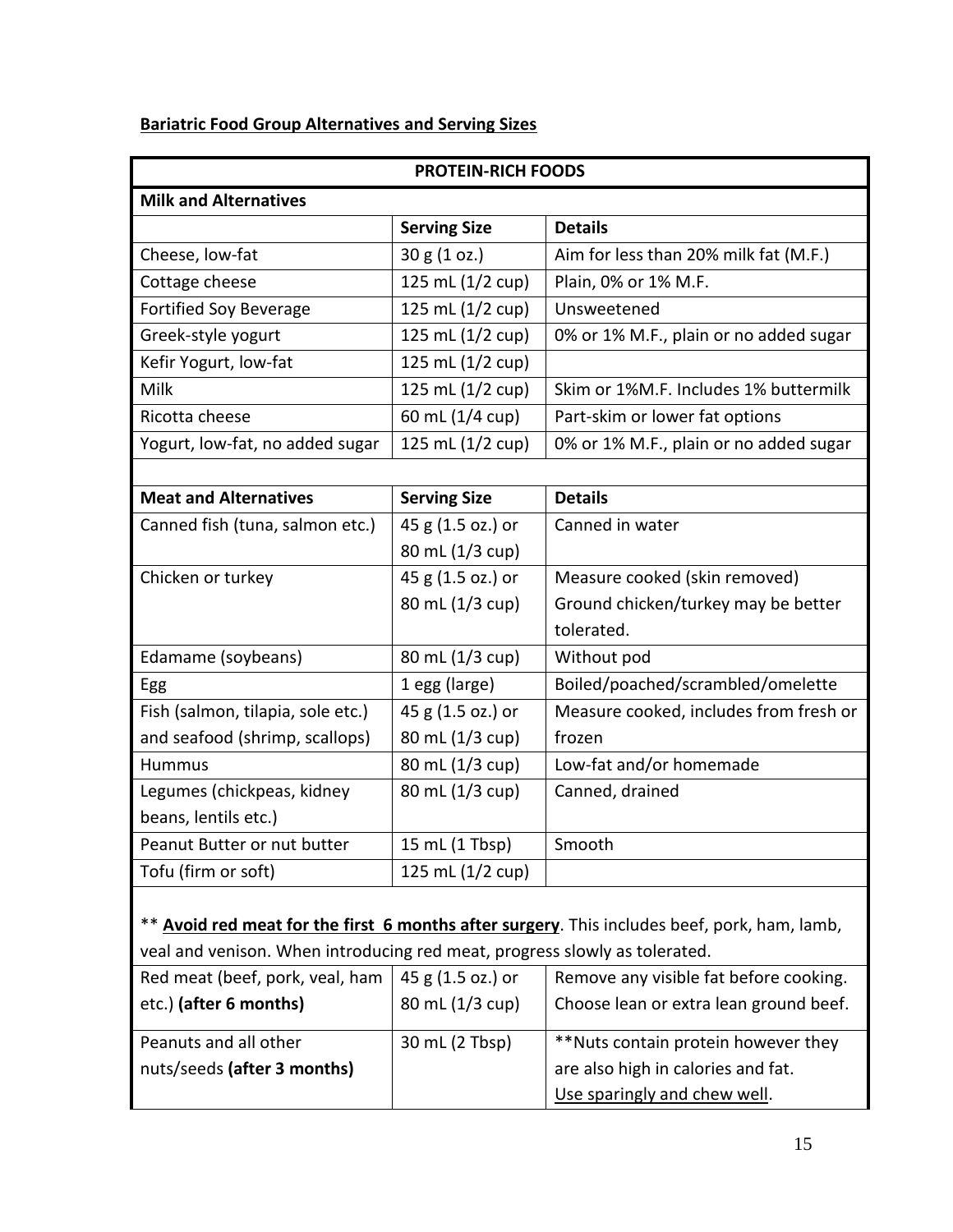**Bariatric Food Group Alternatives and Serving Sizes**

| PROTEIN-RICH FOODS | | |
|---|---|---|
| **Milk and Alternatives** | | |
| | **Serving Size** | **Details** |
| Cheese, low-fat | 30 g (1 oz.) | Aim for less than 20% milk fat (M.F.) |
| Cottage cheese | 125 mL (1/2 cup) | Plain, 0% or 1% M.F. |
| Fortified Soy Beverage | 125 mL (1/2 cup) | Unsweetened |
| Greek-style yogurt | 125 mL (1/2 cup) | 0% or 1% M.F., plain or no added sugar |
| Kefir Yogurt, low-fat | 125 mL (1/2 cup) | |
| Milk | 125 mL (1/2 cup) | Skim or 1%M.F. Includes 1% buttermilk |
| Ricotta cheese | 60 mL (1/4 cup) | Part-skim or lower fat options |
| Yogurt, low-fat, no added sugar | 125 mL (1/2 cup) | 0% or 1% M.F., plain or no added sugar |
| | | |
| **Meat and Alternatives** | **Serving Size** | **Details** |
| Canned fish (tuna, salmon etc.) | 45 g (1.5 oz.) or 80 mL (1/3 cup) | Canned in water |
| Chicken or turkey | 45 g (1.5 oz.) or 80 mL (1/3 cup) | Measure cooked (skin removed) Ground chicken/turkey may be better tolerated. |
| Edamame (soybeans) | 80 mL (1/3 cup) | Without pod |
| Egg | 1 egg (large) | Boiled/poached/scrambled/omelette |
| Fish (salmon, tilapia, sole etc.) and seafood (shrimp, scallops) | 45 g (1.5 oz.) or 80 mL (1/3 cup) | Measure cooked, includes from fresh or frozen |
| Hummus | 80 mL (1/3 cup) | Low-fat and/or homemade |
| Legumes (chickpeas, kidney beans, lentils etc.) | 80 mL (1/3 cup) | Canned, drained |
| Peanut Butter or nut butter | 15 mL (1 Tbsp) | Smooth |
| Tofu (firm or soft) | 125 mL (1/2 cup) | |
| ** **Avoid red meat for the first 6 months after surgery**. This includes beef, pork, ham, lamb, veal and venison. When introducing red meat, progress slowly as tolerated. | | |
| Red meat (beef, pork, veal, ham etc.) **(after 6 months)** | 45 g (1.5 oz.) or 80 mL (1/3 cup) | Remove any visible fat before cooking. Choose lean or extra lean ground beef. |
| Peanuts and all other nuts/seeds **(after 3 months)** | 30 mL (2 Tbsp) | **Nuts contain protein however they are also high in calories and fat. Use sparingly and chew well. |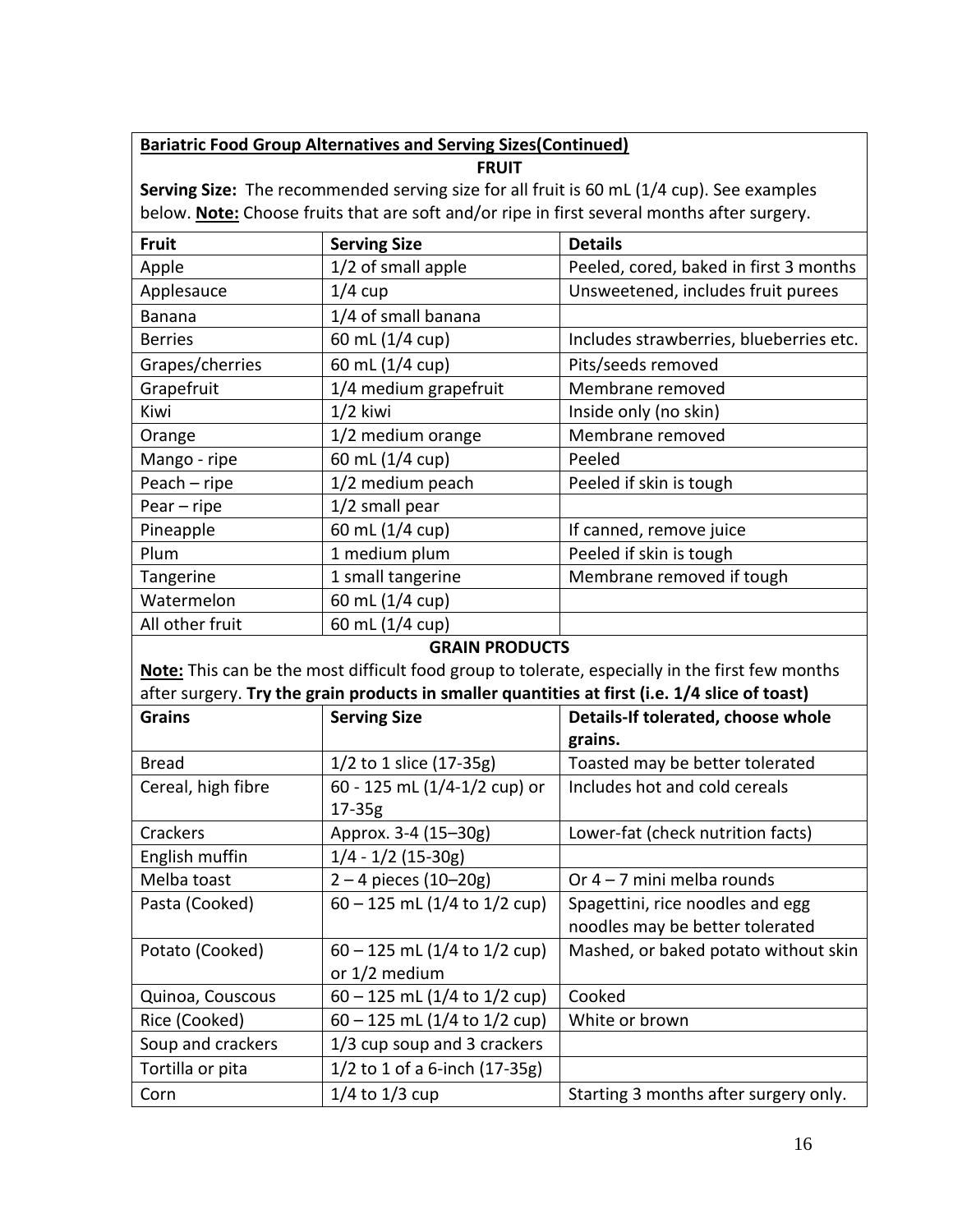**Bariatric Food Group Alternatives and Serving Sizes(Continued)**

**FRUIT**

**Serving Size:** The recommended serving size for all fruit is 60 mL (1/4 cup). See examples below. **Note:** Choose fruits that are soft and/or ripe in first several months after surgery.

| Fruit | Serving Size | Details |
|---|---|---|
| Apple | 1/2 of small apple | Peeled, cored, baked in first 3 months |
| Applesauce | 1/4 cup | Unsweetened, includes fruit purees |
| Banana | 1/4 of small banana | |
| Berries | 60 mL (1/4 cup) | Includes strawberries, blueberries etc. |
| Grapes/cherries | 60 mL (1/4 cup) | Pits/seeds removed |
| Grapefruit | 1/4 medium grapefruit | Membrane removed |
| Kiwi | 1/2 kiwi | Inside only (no skin) |
| Orange | 1/2 medium orange | Membrane removed |
| Mango - ripe | 60 mL (1/4 cup) | Peeled |
| Peach – ripe | 1/2 medium peach | Peeled if skin is tough |
| Pear – ripe | 1/2 small pear | |
| Pineapple | 60 mL (1/4 cup) | If canned, remove juice |
| Plum | 1 medium plum | Peeled if skin is tough |
| Tangerine | 1 small tangerine | Membrane removed if tough |
| Watermelon | 60 mL (1/4 cup) | |
| All other fruit | 60 mL (1/4 cup) | |

**GRAIN PRODUCTS**

**Note:** This can be the most difficult food group to tolerate, especially in the first few months after surgery. **Try the grain products in smaller quantities at first (i.e. 1/4 slice of toast)**

| Grains | Serving Size | Details-If tolerated, choose whole grains. |
|---|---|---|
| Bread | 1/2 to 1 slice (17-35g) | Toasted may be better tolerated |
| Cereal, high fibre | 60 - 125 mL (1/4-1/2 cup) or 17-35g | Includes hot and cold cereals |
| Crackers | Approx. 3-4 (15–30g) | Lower-fat (check nutrition facts) |
| English muffin | 1/4 - 1/2 (15-30g) | |
| Melba toast | 2 – 4 pieces (10–20g) | Or 4 – 7 mini melba rounds |
| Pasta (Cooked) | 60 – 125 mL (1/4 to 1/2 cup) | Spagettini, rice noodles and egg noodles may be better tolerated |
| Potato (Cooked) | 60 – 125 mL (1/4 to 1/2 cup) or 1/2 medium | Mashed, or baked potato without skin |
| Quinoa, Couscous | 60 – 125 mL (1/4 to 1/2 cup) | Cooked |
| Rice (Cooked) | 60 – 125 mL (1/4 to 1/2 cup) | White or brown |
| Soup and crackers | 1/3 cup soup and 3 crackers | |
| Tortilla or pita | 1/2 to 1 of a 6-inch (17-35g) | |
| Corn | 1/4 to 1/3 cup | Starting 3 months after surgery only. |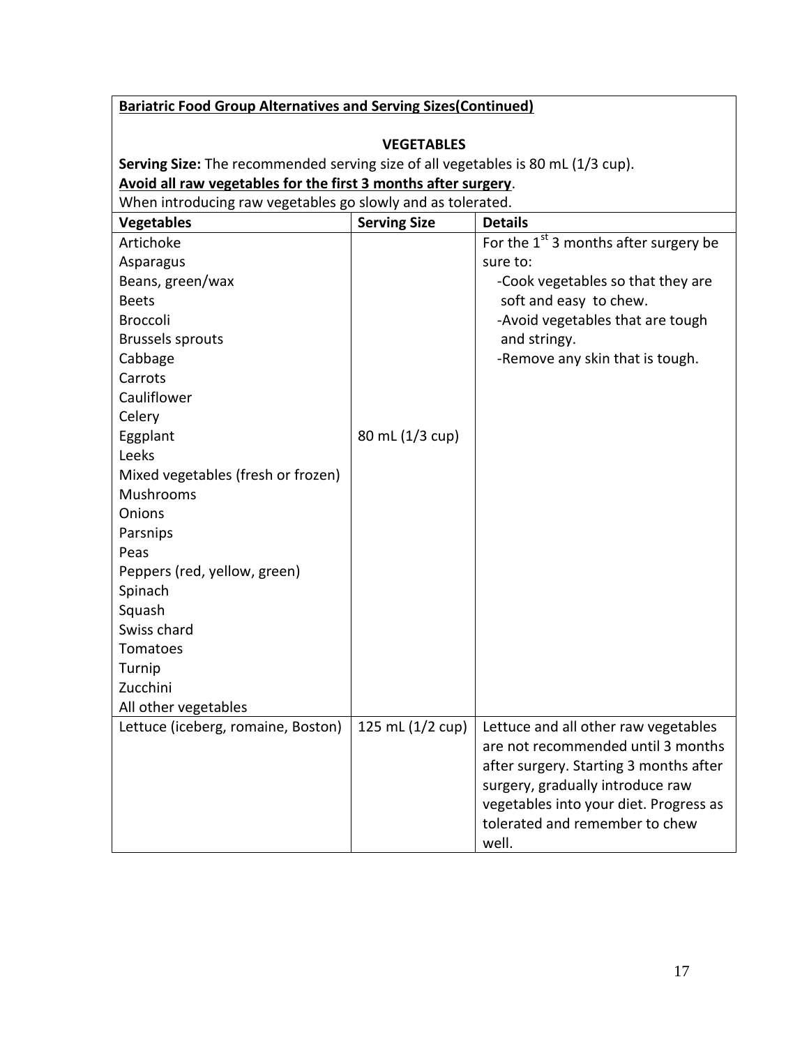**Bariatric Food Group Alternatives and Serving Sizes(Continued)**

### VEGETABLES

**Serving Size:** The recommended serving size of all vegetables is 80 mL (1/3 cup).

**Avoid all raw vegetables for the first 3 months after surgery**.

When introducing raw vegetables go slowly and as tolerated.

| Vegetables | Serving Size | Details |
|---|---|---|
| Artichoke<br>Asparagus<br>Beans, green/wax<br>Beets<br>Broccoli<br>Brussels sprouts<br>Cabbage<br>Carrots<br>Cauliflower<br>Celery<br>Eggplant<br>Leeks<br>Mixed vegetables (fresh or frozen)<br>Mushrooms<br>Onions<br>Parsnips<br>Peas<br>Peppers (red, yellow, green)<br>Spinach<br>Squash<br>Swiss chard<br>Tomatoes<br>Turnip<br>Zucchini<br>All other vegetables | 80 mL (1/3 cup) | For the 1st 3 months after surgery be sure to:<br>-Cook vegetables so that they are soft and easy to chew.<br>-Avoid vegetables that are tough and stringy.<br>-Remove any skin that is tough. |
| Lettuce (iceberg, romaine, Boston) | 125 mL (1/2 cup) | Lettuce and all other raw vegetables are not recommended until 3 months after surgery. Starting 3 months after surgery, gradually introduce raw vegetables into your diet. Progress as tolerated and remember to chew well. |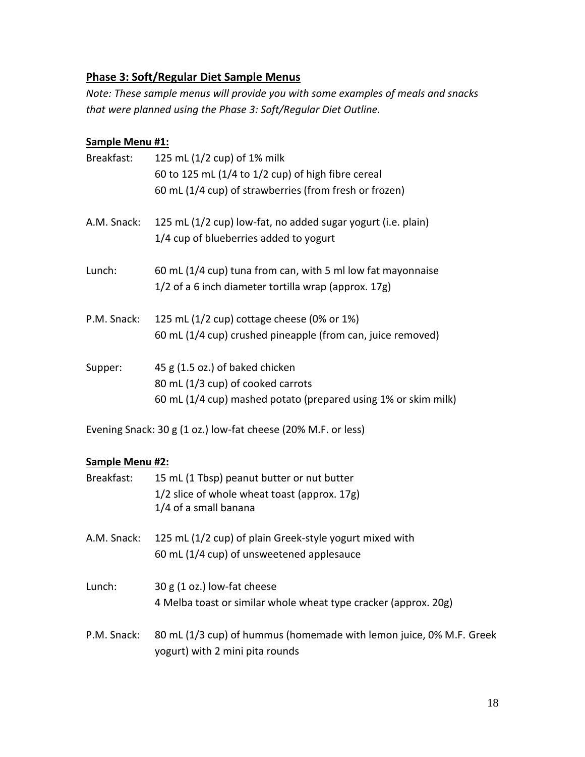## Phase 3: Soft/Regular Diet Sample Menus

*Note: These sample menus will provide you with some examples of meals and snacks that were planned using the Phase 3: Soft/Regular Diet Outline.*

### Sample Menu #1:

Breakfast:
- 125 mL (1/2 cup) of 1% milk
- 60 to 125 mL (1/4 to 1/2 cup) of high fibre cereal
- 60 mL (1/4 cup) of strawberries (from fresh or frozen)

A.M. Snack:
- 125 mL (1/2 cup) low-fat, no added sugar yogurt (i.e. plain)
- 1/4 cup of blueberries added to yogurt

Lunch:
- 60 mL (1/4 cup) tuna from can, with 5 ml low fat mayonnaise
- 1/2 of a 6 inch diameter tortilla wrap (approx. 17g)

P.M. Snack:
- 125 mL (1/2 cup) cottage cheese (0% or 1%)
- 60 mL (1/4 cup) crushed pineapple (from can, juice removed)

Supper:
- 45 g (1.5 oz.) of baked chicken
- 80 mL (1/3 cup) of cooked carrots
- 60 mL (1/4 cup) mashed potato (prepared using 1% or skim milk)

Evening Snack: 30 g (1 oz.) low-fat cheese (20% M.F. or less)

### Sample Menu #2:

Breakfast:
- 15 mL (1 Tbsp) peanut butter or nut butter
- 1/2 slice of whole wheat toast (approx. 17g)
- 1/4 of a small banana

A.M. Snack:
- 125 mL (1/2 cup) of plain Greek-style yogurt mixed with
- 60 mL (1/4 cup) of unsweetened applesauce

Lunch:
- 30 g (1 oz.) low-fat cheese
- 4 Melba toast or similar whole wheat type cracker (approx. 20g)

P.M. Snack:
- 80 mL (1/3 cup) of hummus (homemade with lemon juice, 0% M.F. Greek yogurt) with 2 mini pita rounds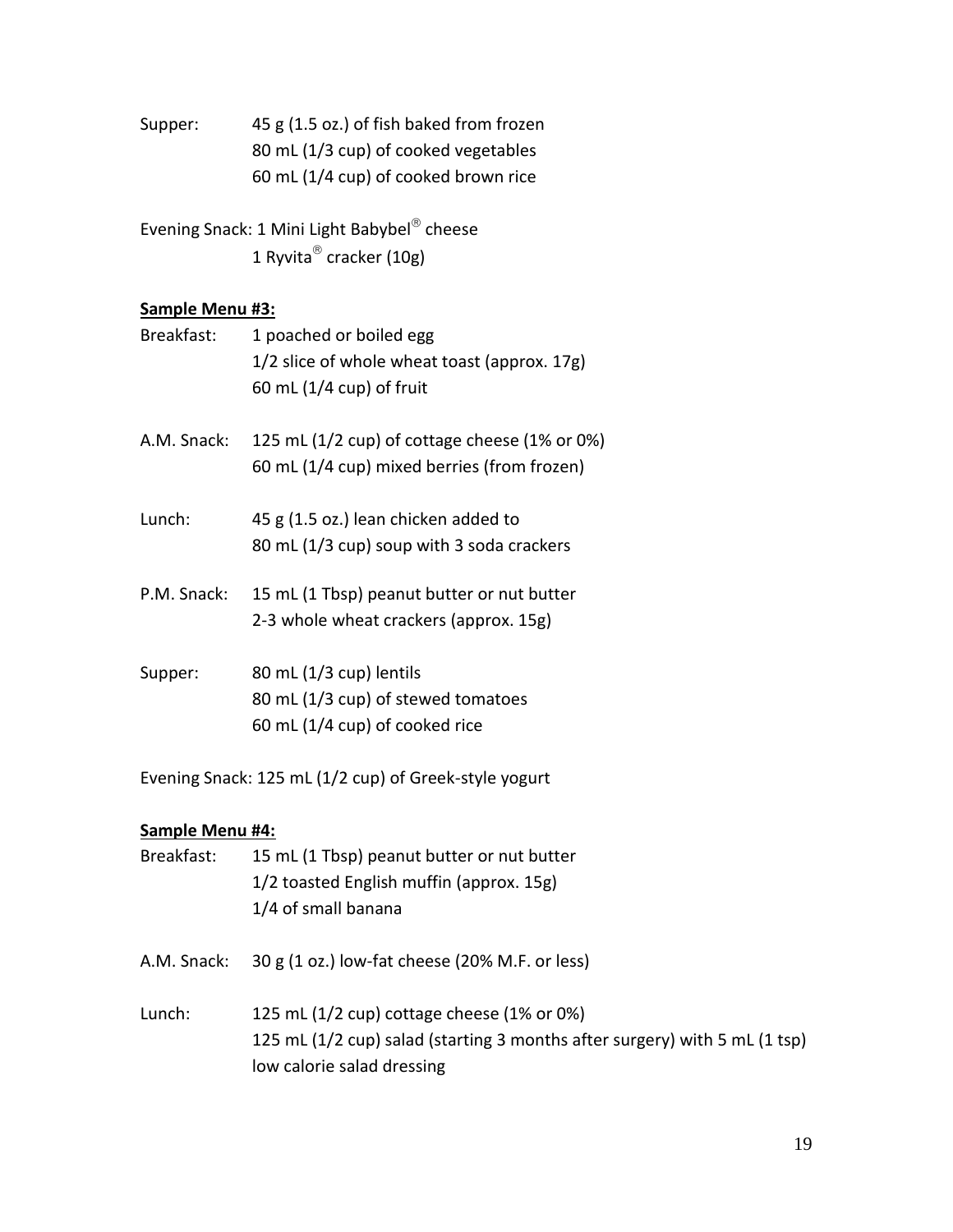Supper: 45 g (1.5 oz.) of fish baked from frozen
80 mL (1/3 cup) of cooked vegetables
60 mL (1/4 cup) of cooked brown rice

Evening Snack: 1 Mini Light Babybel® cheese
1 Ryvita® cracker (10g)

**Sample Menu #3:**

Breakfast: 1 poached or boiled egg
1/2 slice of whole wheat toast (approx. 17g)
60 mL (1/4 cup) of fruit

A.M. Snack: 125 mL (1/2 cup) of cottage cheese (1% or 0%)
60 mL (1/4 cup) mixed berries (from frozen)

Lunch: 45 g (1.5 oz.) lean chicken added to
80 mL (1/3 cup) soup with 3 soda crackers

P.M. Snack: 15 mL (1 Tbsp) peanut butter or nut butter
2-3 whole wheat crackers (approx. 15g)

Supper: 80 mL (1/3 cup) lentils
80 mL (1/3 cup) of stewed tomatoes
60 mL (1/4 cup) of cooked rice

Evening Snack: 125 mL (1/2 cup) of Greek-style yogurt

**Sample Menu #4:**

Breakfast: 15 mL (1 Tbsp) peanut butter or nut butter
1/2 toasted English muffin (approx. 15g)
1/4 of small banana

A.M. Snack: 30 g (1 oz.) low-fat cheese (20% M.F. or less)

Lunch: 125 mL (1/2 cup) cottage cheese (1% or 0%)
125 mL (1/2 cup) salad (starting 3 months after surgery) with 5 mL (1 tsp) low calorie salad dressing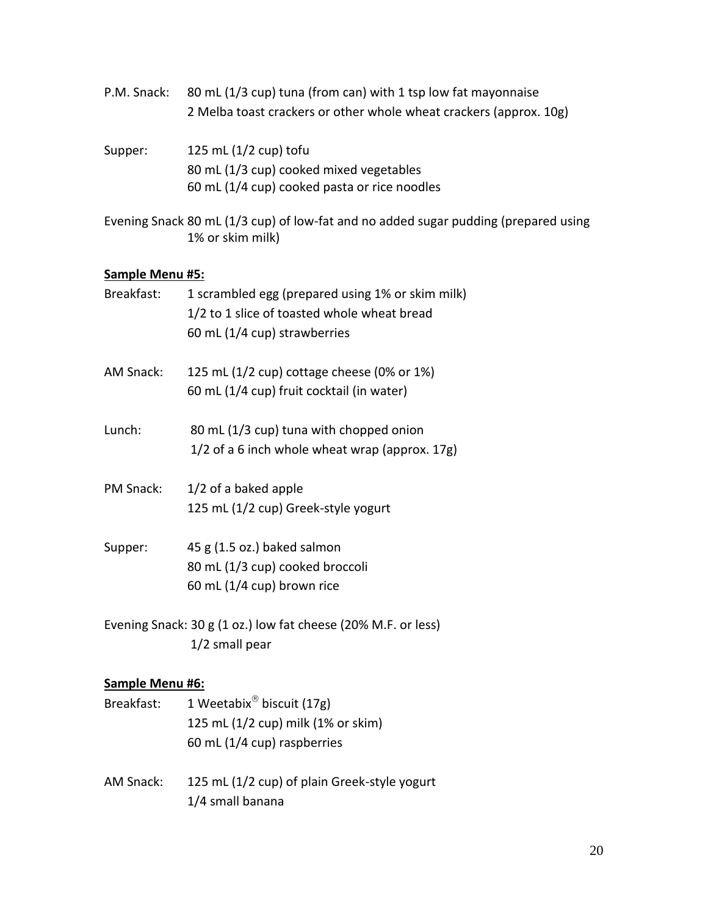P.M. Snack: 80 mL (1/3 cup) tuna (from can) with 1 tsp low fat mayonnaise
2 Melba toast crackers or other whole wheat crackers (approx. 10g)

Supper: 125 mL (1/2 cup) tofu
80 mL (1/3 cup) cooked mixed vegetables
60 mL (1/4 cup) cooked pasta or rice noodles

Evening Snack 80 mL (1/3 cup) of low-fat and no added sugar pudding (prepared using 1% or skim milk)

**Sample Menu #5:**

Breakfast: 1 scrambled egg (prepared using 1% or skim milk)
1/2 to 1 slice of toasted whole wheat bread
60 mL (1/4 cup) strawberries

AM Snack: 125 mL (1/2 cup) cottage cheese (0% or 1%)
60 mL (1/4 cup) fruit cocktail (in water)

Lunch: 80 mL (1/3 cup) tuna with chopped onion
1/2 of a 6 inch whole wheat wrap (approx. 17g)

PM Snack: 1/2 of a baked apple
125 mL (1/2 cup) Greek-style yogurt

Supper: 45 g (1.5 oz.) baked salmon
80 mL (1/3 cup) cooked broccoli
60 mL (1/4 cup) brown rice

Evening Snack: 30 g (1 oz.) low fat cheese (20% M.F. or less)
1/2 small pear

**Sample Menu #6:**

Breakfast: 1 Weetabix® biscuit (17g)
125 mL (1/2 cup) milk (1% or skim)
60 mL (1/4 cup) raspberries

AM Snack: 125 mL (1/2 cup) of plain Greek-style yogurt
1/4 small banana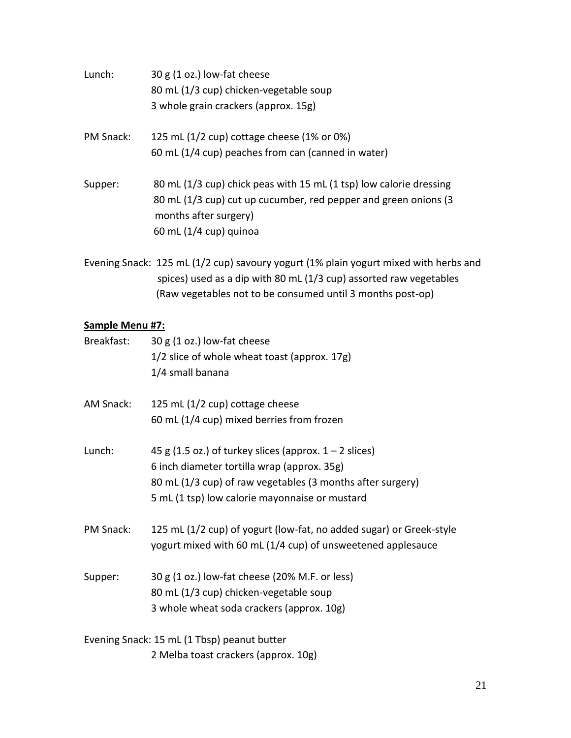Lunch: 30 g (1 oz.) low-fat cheese
80 mL (1/3 cup) chicken-vegetable soup
3 whole grain crackers (approx. 15g)

PM Snack: 125 mL (1/2 cup) cottage cheese (1% or 0%)
60 mL (1/4 cup) peaches from can (canned in water)

Supper: 80 mL (1/3 cup) chick peas with 15 mL (1 tsp) low calorie dressing
80 mL (1/3 cup) cut up cucumber, red pepper and green onions (3 months after surgery)
60 mL (1/4 cup) quinoa

Evening Snack: 125 mL (1/2 cup) savoury yogurt (1% plain yogurt mixed with herbs and spices) used as a dip with 80 mL (1/3 cup) assorted raw vegetables (Raw vegetables not to be consumed until 3 months post-op)

**Sample Menu #7:**

Breakfast: 30 g (1 oz.) low-fat cheese
1/2 slice of whole wheat toast (approx. 17g)
1/4 small banana

AM Snack: 125 mL (1/2 cup) cottage cheese
60 mL (1/4 cup) mixed berries from frozen

Lunch: 45 g (1.5 oz.) of turkey slices (approx. 1 – 2 slices)
6 inch diameter tortilla wrap (approx. 35g)
80 mL (1/3 cup) of raw vegetables (3 months after surgery)
5 mL (1 tsp) low calorie mayonnaise or mustard

PM Snack: 125 mL (1/2 cup) of yogurt (low-fat, no added sugar) or Greek-style yogurt mixed with 60 mL (1/4 cup) of unsweetened applesauce

Supper: 30 g (1 oz.) low-fat cheese (20% M.F. or less)
80 mL (1/3 cup) chicken-vegetable soup
3 whole wheat soda crackers (approx. 10g)

Evening Snack: 15 mL (1 Tbsp) peanut butter
2 Melba toast crackers (approx. 10g)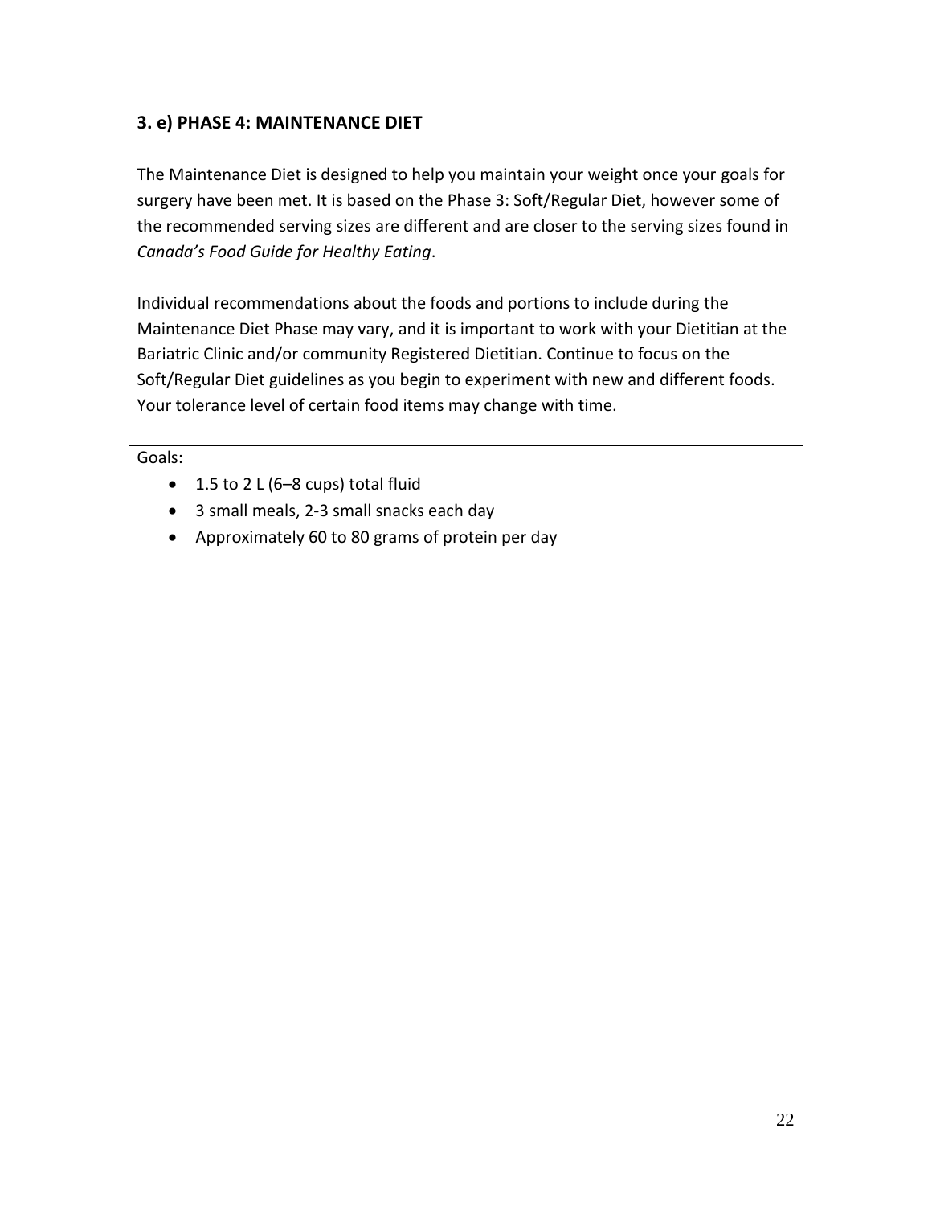### 3. e) PHASE 4: MAINTENANCE DIET

The Maintenance Diet is designed to help you maintain your weight once your goals for surgery have been met. It is based on the Phase 3: Soft/Regular Diet, however some of the recommended serving sizes are different and are closer to the serving sizes found in *Canada's Food Guide for Healthy Eating*.

Individual recommendations about the foods and portions to include during the Maintenance Diet Phase may vary, and it is important to work with your Dietitian at the Bariatric Clinic and/or community Registered Dietitian. Continue to focus on the Soft/Regular Diet guidelines as you begin to experiment with new and different foods. Your tolerance level of certain food items may change with time.

Goals:

- 1.5 to 2 L (6–8 cups) total fluid
- 3 small meals, 2-3 small snacks each day
- Approximately 60 to 80 grams of protein per day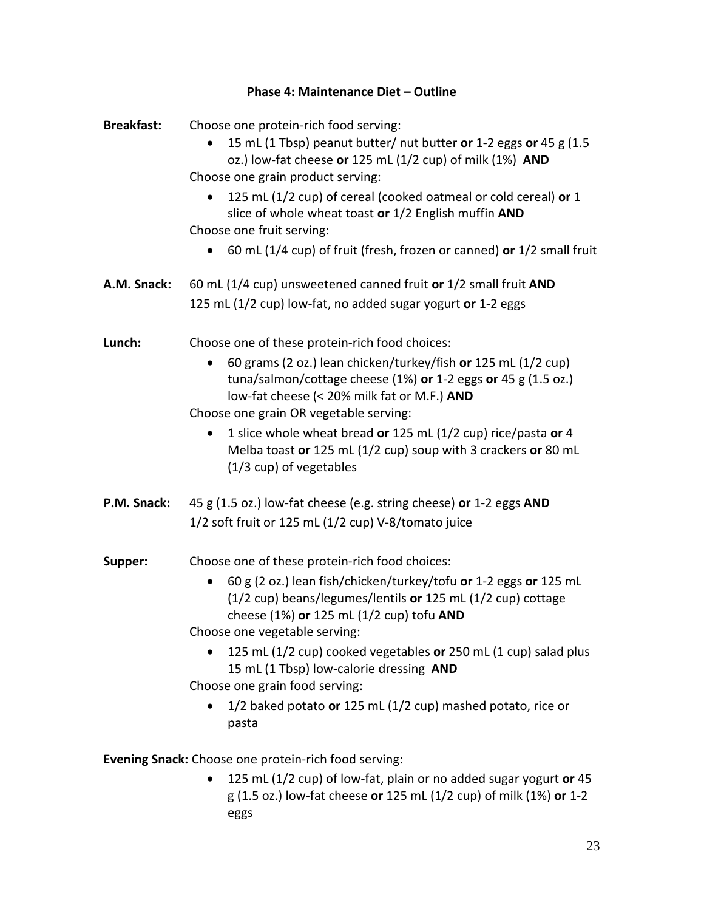## Phase 4: Maintenance Diet – Outline

**Breakfast:** Choose one protein-rich food serving:

- 15 mL (1 Tbsp) peanut butter/ nut butter **or** 1-2 eggs **or** 45 g (1.5 oz.) low-fat cheese **or** 125 mL (1/2 cup) of milk (1%) **AND**

Choose one grain product serving:

- 125 mL (1/2 cup) of cereal (cooked oatmeal or cold cereal) **or** 1 slice of whole wheat toast **or** 1/2 English muffin **AND**

Choose one fruit serving:

- 60 mL (1/4 cup) of fruit (fresh, frozen or canned) **or** 1/2 small fruit

**A.M. Snack:** 60 mL (1/4 cup) unsweetened canned fruit **or** 1/2 small fruit **AND**
125 mL (1/2 cup) low-fat, no added sugar yogurt **or** 1-2 eggs

**Lunch:** Choose one of these protein-rich food choices:

- 60 grams (2 oz.) lean chicken/turkey/fish **or** 125 mL (1/2 cup) tuna/salmon/cottage cheese (1%) **or** 1-2 eggs **or** 45 g (1.5 oz.) low-fat cheese (< 20% milk fat or M.F.) **AND**

Choose one grain OR vegetable serving:

- 1 slice whole wheat bread **or** 125 mL (1/2 cup) rice/pasta **or** 4 Melba toast **or** 125 mL (1/2 cup) soup with 3 crackers **or** 80 mL (1/3 cup) of vegetables

**P.M. Snack:** 45 g (1.5 oz.) low-fat cheese (e.g. string cheese) **or** 1-2 eggs **AND**
1/2 soft fruit or 125 mL (1/2 cup) V-8/tomato juice

**Supper:** Choose one of these protein-rich food choices:

- 60 g (2 oz.) lean fish/chicken/turkey/tofu **or** 1-2 eggs **or** 125 mL (1/2 cup) beans/legumes/lentils **or** 125 mL (1/2 cup) cottage cheese (1%) **or** 125 mL (1/2 cup) tofu **AND**

Choose one vegetable serving:

- 125 mL (1/2 cup) cooked vegetables **or** 250 mL (1 cup) salad plus 15 mL (1 Tbsp) low-calorie dressing **AND**

Choose one grain food serving:

- 1/2 baked potato **or** 125 mL (1/2 cup) mashed potato, rice or pasta

**Evening Snack:** Choose one protein-rich food serving:

- 125 mL (1/2 cup) of low-fat, plain or no added sugar yogurt **or** 45 g (1.5 oz.) low-fat cheese **or** 125 mL (1/2 cup) of milk (1%) **or** 1-2 eggs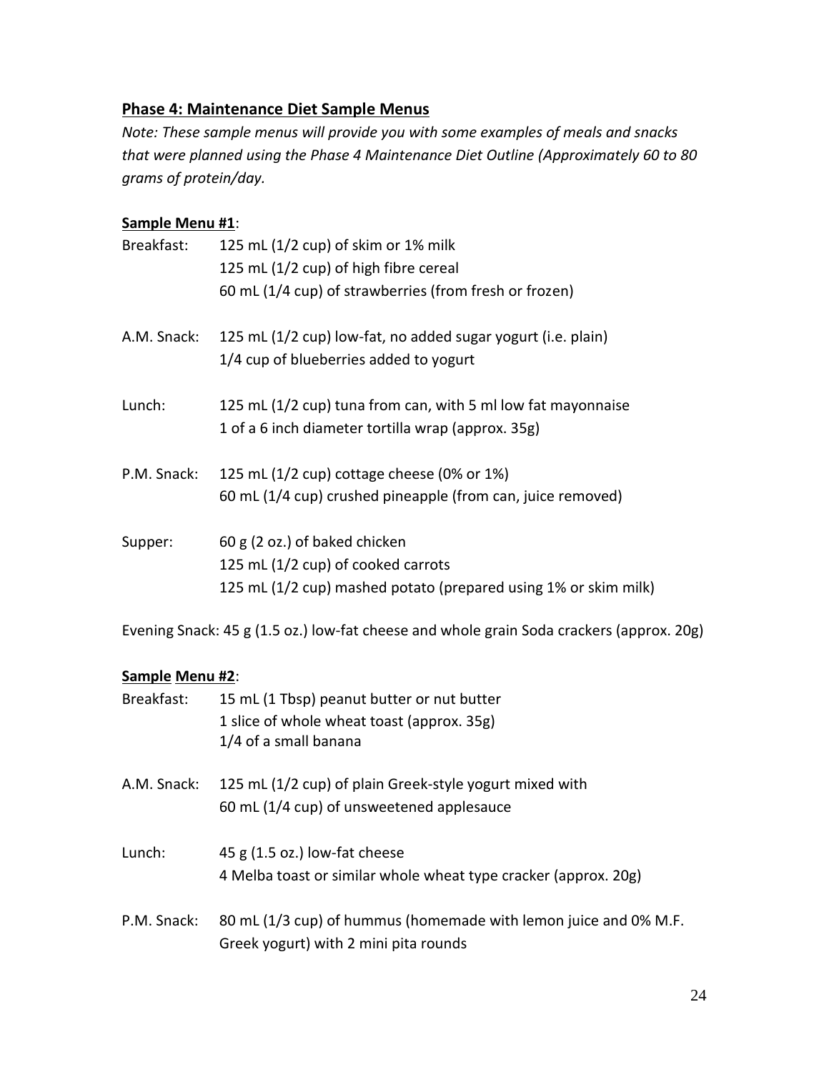## **Phase 4: Maintenance Diet Sample Menus**

*Note: These sample menus will provide you with some examples of meals and snacks that were planned using the Phase 4 Maintenance Diet Outline (Approximately 60 to 80 grams of protein/day.*

**Sample Menu #1**:

Breakfast: 125 mL (1/2 cup) of skim or 1% milk
125 mL (1/2 cup) of high fibre cereal
60 mL (1/4 cup) of strawberries (from fresh or frozen)

A.M. Snack: 125 mL (1/2 cup) low-fat, no added sugar yogurt (i.e. plain)
1/4 cup of blueberries added to yogurt

Lunch: 125 mL (1/2 cup) tuna from can, with 5 ml low fat mayonnaise
1 of a 6 inch diameter tortilla wrap (approx. 35g)

P.M. Snack: 125 mL (1/2 cup) cottage cheese (0% or 1%)
60 mL (1/4 cup) crushed pineapple (from can, juice removed)

Supper: 60 g (2 oz.) of baked chicken
125 mL (1/2 cup) of cooked carrots
125 mL (1/2 cup) mashed potato (prepared using 1% or skim milk)

Evening Snack: 45 g (1.5 oz.) low-fat cheese and whole grain Soda crackers (approx. 20g)

**Sample Menu #2**:

Breakfast: 15 mL (1 Tbsp) peanut butter or nut butter
1 slice of whole wheat toast (approx. 35g)
1/4 of a small banana

A.M. Snack: 125 mL (1/2 cup) of plain Greek-style yogurt mixed with
60 mL (1/4 cup) of unsweetened applesauce

Lunch: 45 g (1.5 oz.) low-fat cheese
4 Melba toast or similar whole wheat type cracker (approx. 20g)

P.M. Snack: 80 mL (1/3 cup) of hummus (homemade with lemon juice and 0% M.F. Greek yogurt) with 2 mini pita rounds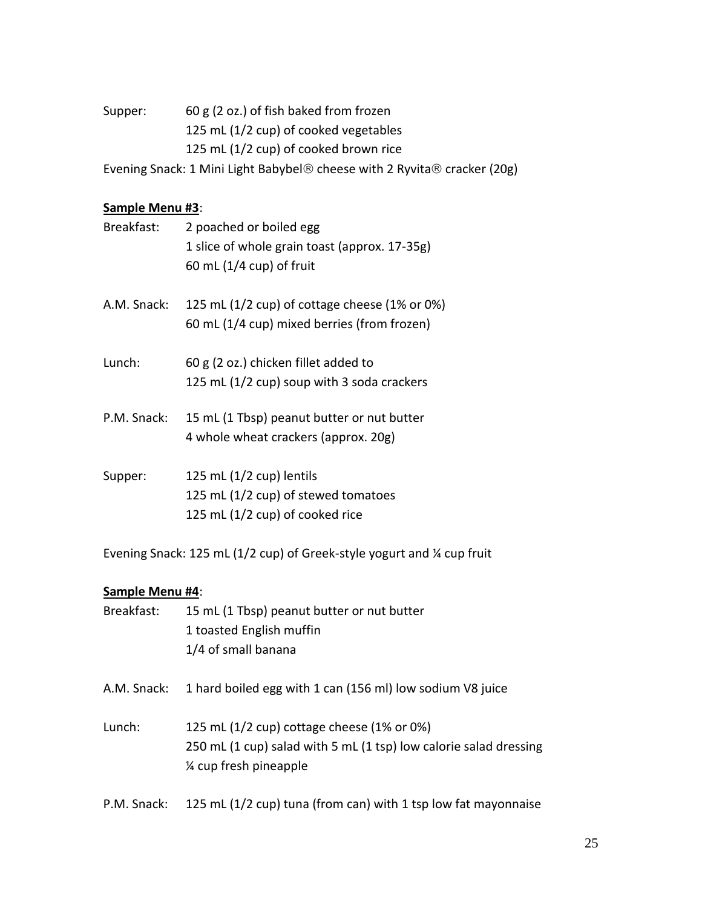Supper: 60 g (2 oz.) of fish baked from frozen
125 mL (1/2 cup) of cooked vegetables
125 mL (1/2 cup) of cooked brown rice

Evening Snack: 1 Mini Light Babybel® cheese with 2 Ryvita® cracker (20g)

**Sample Menu #3**:

Breakfast: 2 poached or boiled egg
1 slice of whole grain toast (approx. 17-35g)
60 mL (1/4 cup) of fruit

A.M. Snack: 125 mL (1/2 cup) of cottage cheese (1% or 0%)
60 mL (1/4 cup) mixed berries (from frozen)

Lunch: 60 g (2 oz.) chicken fillet added to
125 mL (1/2 cup) soup with 3 soda crackers

P.M. Snack: 15 mL (1 Tbsp) peanut butter or nut butter
4 whole wheat crackers (approx. 20g)

Supper: 125 mL (1/2 cup) lentils
125 mL (1/2 cup) of stewed tomatoes
125 mL (1/2 cup) of cooked rice

Evening Snack: 125 mL (1/2 cup) of Greek-style yogurt and ¼ cup fruit

**Sample Menu #4**:

Breakfast: 15 mL (1 Tbsp) peanut butter or nut butter
1 toasted English muffin
1/4 of small banana

A.M. Snack: 1 hard boiled egg with 1 can (156 ml) low sodium V8 juice

Lunch: 125 mL (1/2 cup) cottage cheese (1% or 0%)
250 mL (1 cup) salad with 5 mL (1 tsp) low calorie salad dressing
¼ cup fresh pineapple

P.M. Snack: 125 mL (1/2 cup) tuna (from can) with 1 tsp low fat mayonnaise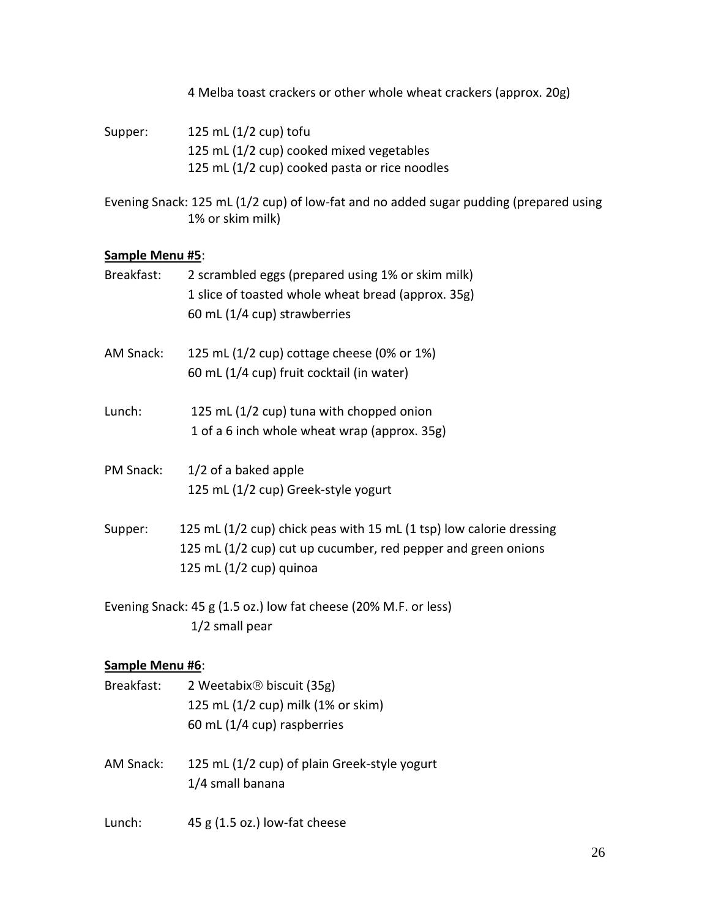4 Melba toast crackers or other whole wheat crackers (approx. 20g)

Supper: 125 mL (1/2 cup) tofu
125 mL (1/2 cup) cooked mixed vegetables
125 mL (1/2 cup) cooked pasta or rice noodles

Evening Snack: 125 mL (1/2 cup) of low-fat and no added sugar pudding (prepared using 1% or skim milk)

**Sample Menu #5**:

Breakfast: 2 scrambled eggs (prepared using 1% or skim milk)
1 slice of toasted whole wheat bread (approx. 35g)
60 mL (1/4 cup) strawberries

AM Snack: 125 mL (1/2 cup) cottage cheese (0% or 1%)
60 mL (1/4 cup) fruit cocktail (in water)

Lunch: 125 mL (1/2 cup) tuna with chopped onion
1 of a 6 inch whole wheat wrap (approx. 35g)

PM Snack: 1/2 of a baked apple
125 mL (1/2 cup) Greek-style yogurt

Supper: 125 mL (1/2 cup) chick peas with 15 mL (1 tsp) low calorie dressing
125 mL (1/2 cup) cut up cucumber, red pepper and green onions
125 mL (1/2 cup) quinoa

Evening Snack: 45 g (1.5 oz.) low fat cheese (20% M.F. or less)
1/2 small pear

**Sample Menu #6**:

Breakfast: 2 Weetabix® biscuit (35g)
125 mL (1/2 cup) milk (1% or skim)
60 mL (1/4 cup) raspberries

AM Snack: 125 mL (1/2 cup) of plain Greek-style yogurt
1/4 small banana

Lunch: 45 g (1.5 oz.) low-fat cheese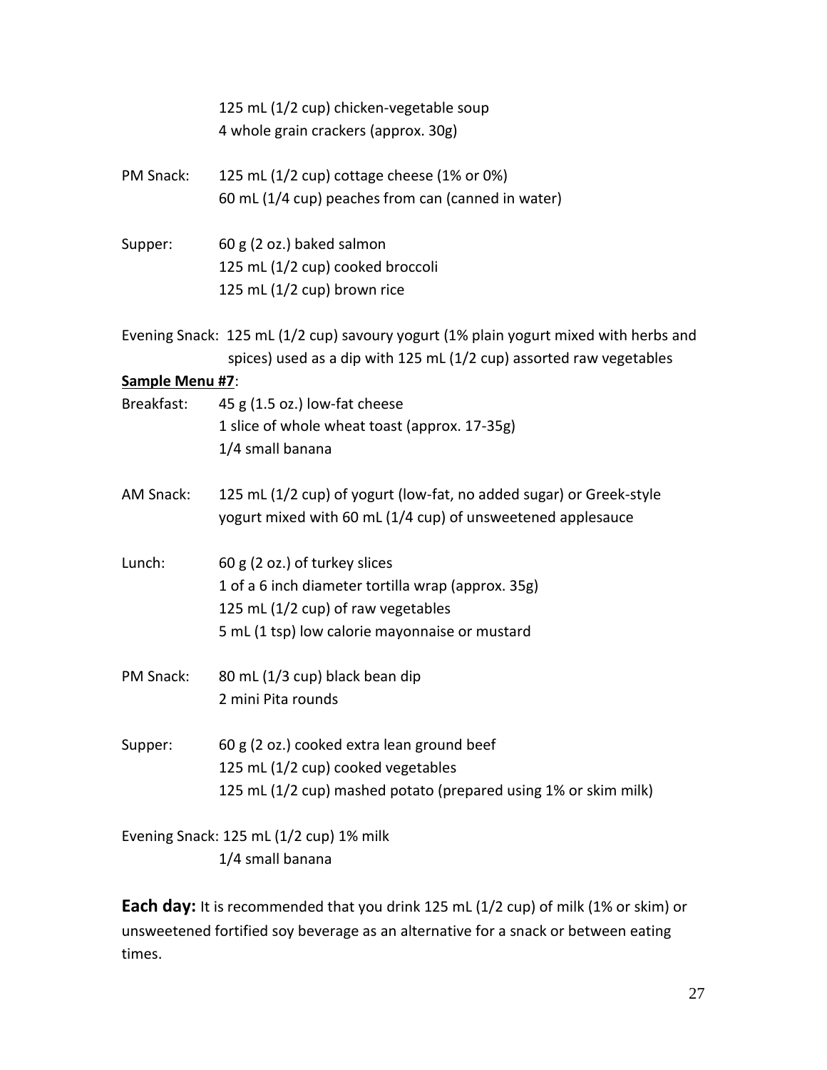125 mL (1/2 cup) chicken-vegetable soup
4 whole grain crackers (approx. 30g)

PM Snack: 125 mL (1/2 cup) cottage cheese (1% or 0%)
60 mL (1/4 cup) peaches from can (canned in water)

Supper: 60 g (2 oz.) baked salmon
125 mL (1/2 cup) cooked broccoli
125 mL (1/2 cup) brown rice

Evening Snack: 125 mL (1/2 cup) savoury yogurt (1% plain yogurt mixed with herbs and spices) used as a dip with 125 mL (1/2 cup) assorted raw vegetables

**Sample Menu #7**:

Breakfast: 45 g (1.5 oz.) low-fat cheese
1 slice of whole wheat toast (approx. 17-35g)
1/4 small banana

AM Snack: 125 mL (1/2 cup) of yogurt (low-fat, no added sugar) or Greek-style yogurt mixed with 60 mL (1/4 cup) of unsweetened applesauce

Lunch: 60 g (2 oz.) of turkey slices
1 of a 6 inch diameter tortilla wrap (approx. 35g)
125 mL (1/2 cup) of raw vegetables
5 mL (1 tsp) low calorie mayonnaise or mustard

PM Snack: 80 mL (1/3 cup) black bean dip
2 mini Pita rounds

Supper: 60 g (2 oz.) cooked extra lean ground beef
125 mL (1/2 cup) cooked vegetables
125 mL (1/2 cup) mashed potato (prepared using 1% or skim milk)

Evening Snack: 125 mL (1/2 cup) 1% milk
1/4 small banana

**Each day:** It is recommended that you drink 125 mL (1/2 cup) of milk (1% or skim) or unsweetened fortified soy beverage as an alternative for a snack or between eating times.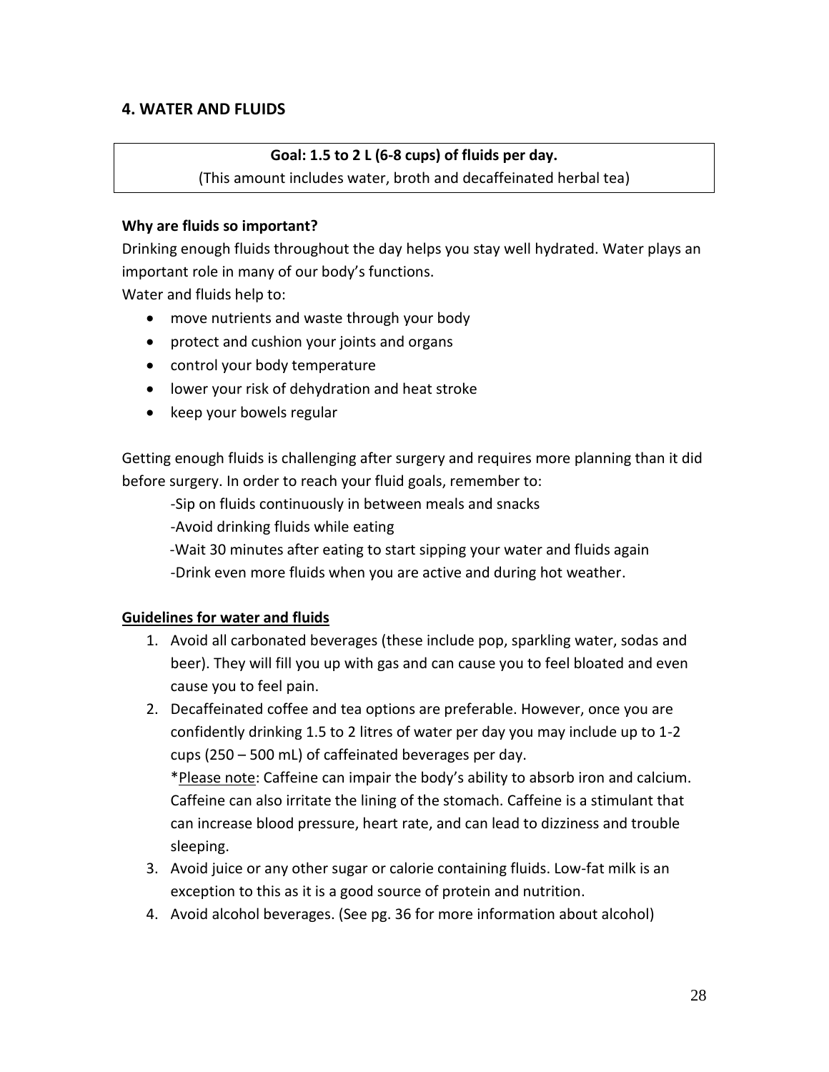## 4. WATER AND FLUIDS

| **Goal: 1.5 to 2 L (6-8 cups) of fluids per day.**<br>(This amount includes water, broth and decaffeinated herbal tea) |
|---|

**Why are fluids so important?**

Drinking enough fluids throughout the day helps you stay well hydrated. Water plays an important role in many of our body's functions.

Water and fluids help to:

- move nutrients and waste through your body
- protect and cushion your joints and organs
- control your body temperature
- lower your risk of dehydration and heat stroke
- keep your bowels regular

Getting enough fluids is challenging after surgery and requires more planning than it did before surgery. In order to reach your fluid goals, remember to:

-Sip on fluids continuously in between meals and snacks

-Avoid drinking fluids while eating

-Wait 30 minutes after eating to start sipping your water and fluids again

-Drink even more fluids when you are active and during hot weather.

**<u>Guidelines for water and fluids</u>**

1. Avoid all carbonated beverages (these include pop, sparkling water, sodas and beer). They will fill you up with gas and can cause you to feel bloated and even cause you to feel pain.
2. Decaffeinated coffee and tea options are preferable. However, once you are confidently drinking 1.5 to 2 litres of water per day you may include up to 1-2 cups (250 – 500 mL) of caffeinated beverages per day.

   *<u>Please note</u>: Caffeine can impair the body's ability to absorb iron and calcium. Caffeine can also irritate the lining of the stomach. Caffeine is a stimulant that can increase blood pressure, heart rate, and can lead to dizziness and trouble sleeping.
3. Avoid juice or any other sugar or calorie containing fluids. Low-fat milk is an exception to this as it is a good source of protein and nutrition.
4. Avoid alcohol beverages. (See pg. 36 for more information about alcohol)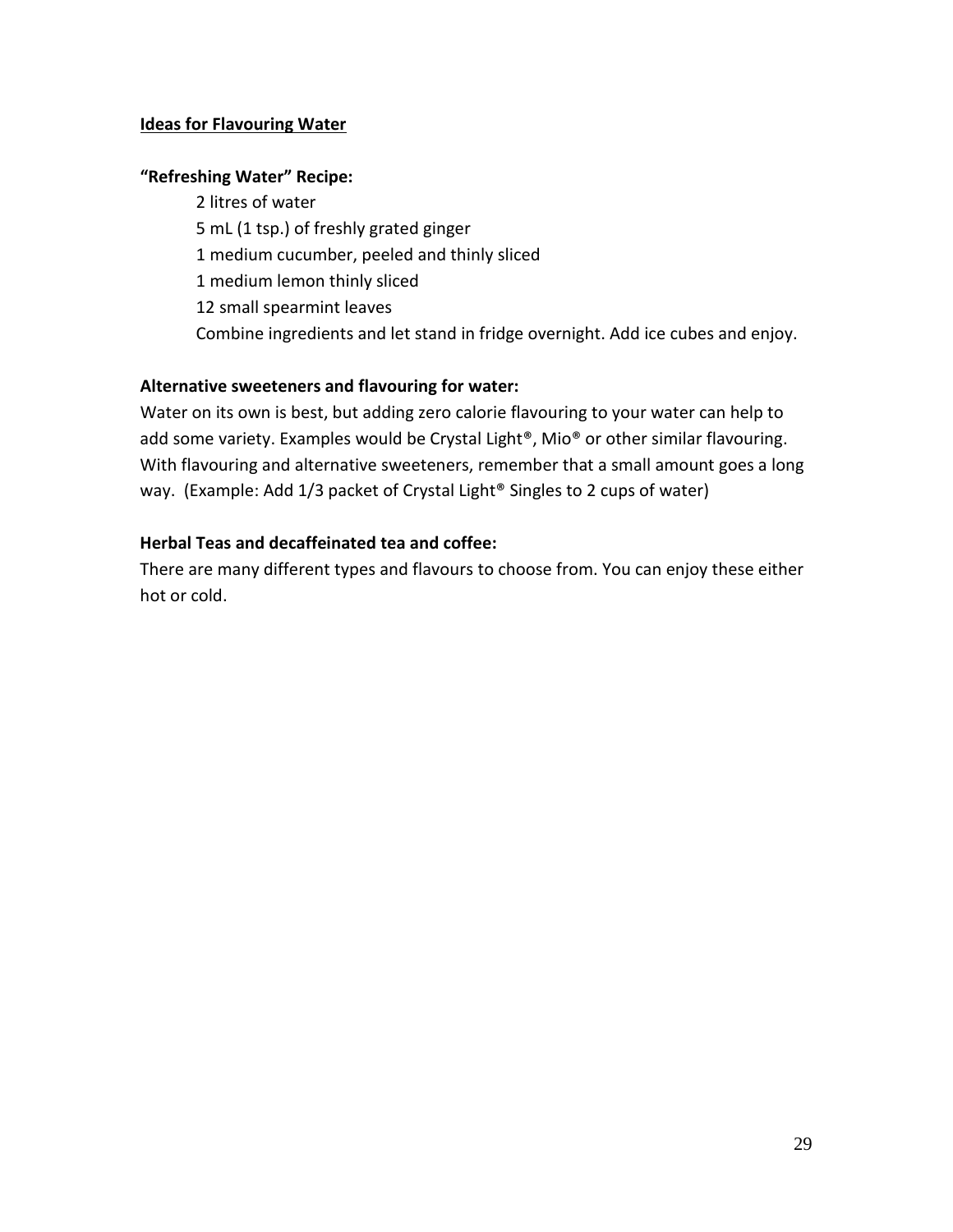**Ideas for Flavouring Water**

**"Refreshing Water" Recipe:**

2 litres of water
5 mL (1 tsp.) of freshly grated ginger
1 medium cucumber, peeled and thinly sliced
1 medium lemon thinly sliced
12 small spearmint leaves
Combine ingredients and let stand in fridge overnight. Add ice cubes and enjoy.

**Alternative sweeteners and flavouring for water:**

Water on its own is best, but adding zero calorie flavouring to your water can help to add some variety. Examples would be Crystal Light®, Mio® or other similar flavouring. With flavouring and alternative sweeteners, remember that a small amount goes a long way. (Example: Add 1/3 packet of Crystal Light® Singles to 2 cups of water)

**Herbal Teas and decaffeinated tea and coffee:**

There are many different types and flavours to choose from. You can enjoy these either hot or cold.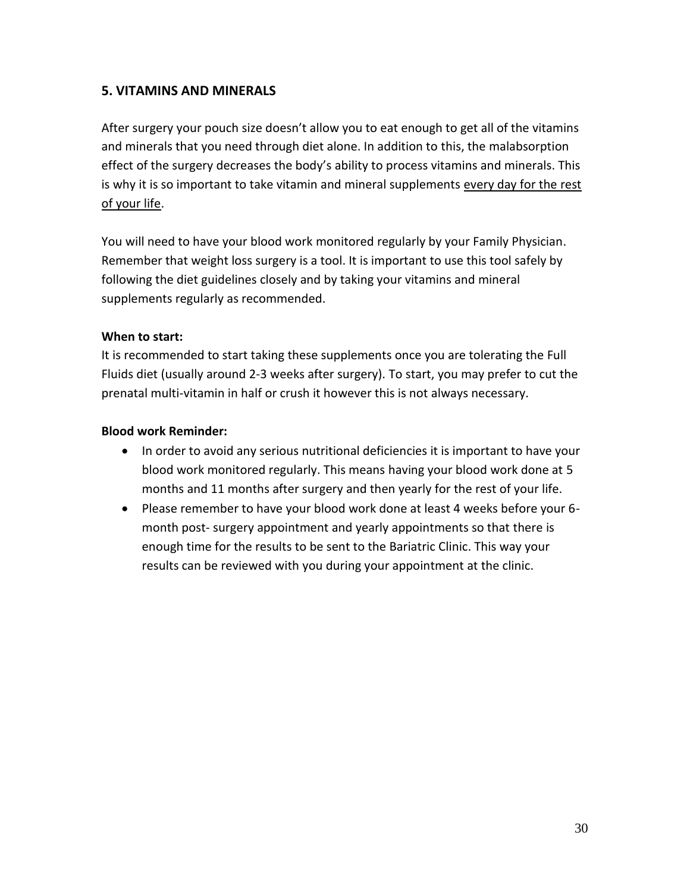## 5. VITAMINS AND MINERALS

After surgery your pouch size doesn't allow you to eat enough to get all of the vitamins and minerals that you need through diet alone. In addition to this, the malabsorption effect of the surgery decreases the body's ability to process vitamins and minerals. This is why it is so important to take vitamin and mineral supplements <u>every day for the rest of your life</u>.

You will need to have your blood work monitored regularly by your Family Physician. Remember that weight loss surgery is a tool. It is important to use this tool safely by following the diet guidelines closely and by taking your vitamins and mineral supplements regularly as recommended.

**When to start:**

It is recommended to start taking these supplements once you are tolerating the Full Fluids diet (usually around 2-3 weeks after surgery). To start, you may prefer to cut the prenatal multi-vitamin in half or crush it however this is not always necessary.

**Blood work Reminder:**

- In order to avoid any serious nutritional deficiencies it is important to have your blood work monitored regularly. This means having your blood work done at 5 months and 11 months after surgery and then yearly for the rest of your life.
- Please remember to have your blood work done at least 4 weeks before your 6-month post- surgery appointment and yearly appointments so that there is enough time for the results to be sent to the Bariatric Clinic. This way your results can be reviewed with you during your appointment at the clinic.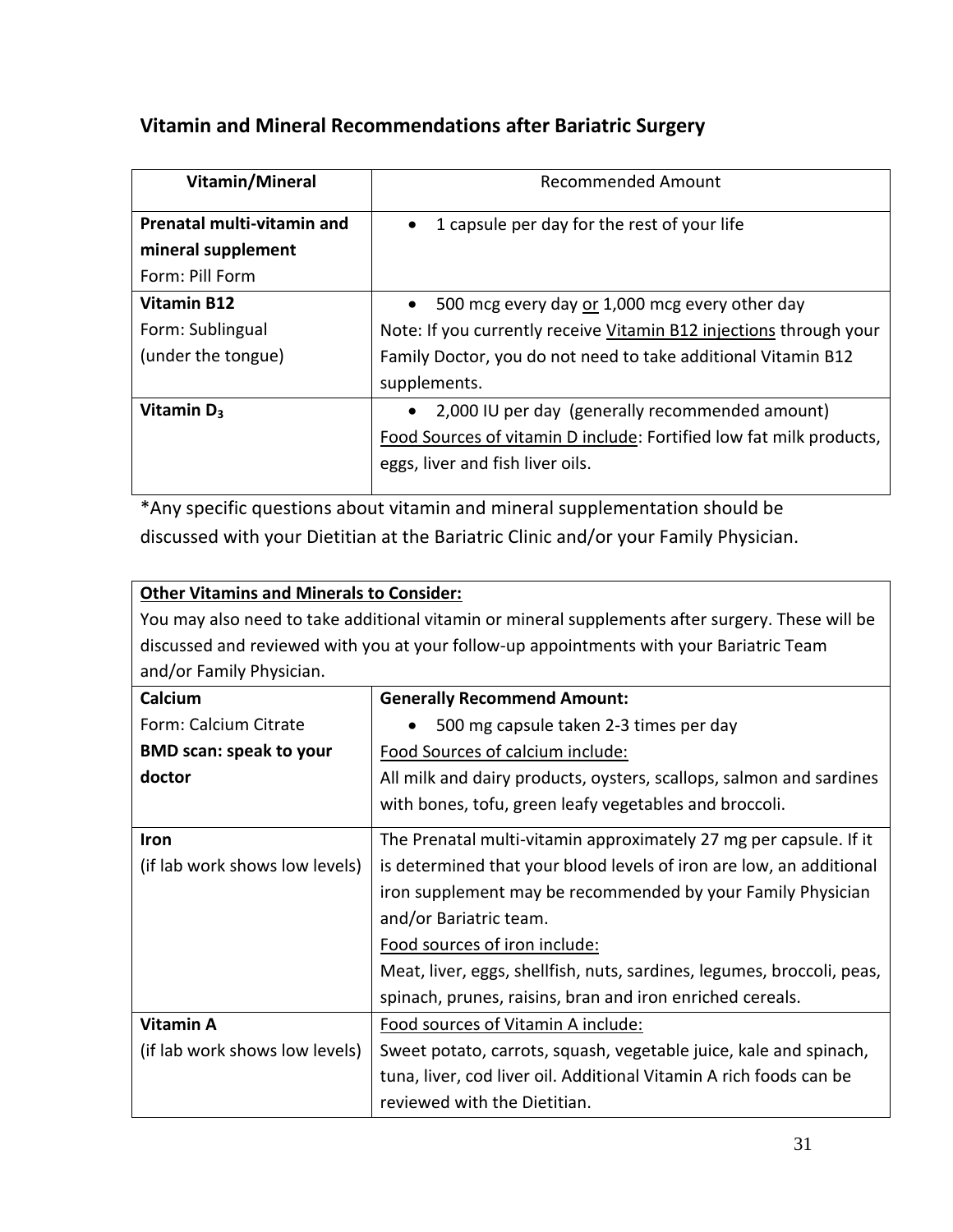## Vitamin and Mineral Recommendations after Bariatric Surgery

| **Vitamin/Mineral** | Recommended Amount |
|---|---|
| **Prenatal multi-vitamin and mineral supplement**<br>Form: Pill Form | • 1 capsule per day for the rest of your life |
| **Vitamin B12**<br>Form: Sublingual (under the tongue) | • 500 mcg every day or 1,000 mcg every other day<br>Note: If you currently receive Vitamin B12 injections through your Family Doctor, you do not need to take additional Vitamin B12 supplements. |
| **Vitamin $D_3$** | • 2,000 IU per day (generally recommended amount)<br>Food Sources of vitamin D include: Fortified low fat milk products, eggs, liver and fish liver oils. |

*Any specific questions about vitamin and mineral supplementation should be discussed with your Dietitian at the Bariatric Clinic and/or your Family Physician.

**Other Vitamins and Minerals to Consider:**

You may also need to take additional vitamin or mineral supplements after surgery. These will be discussed and reviewed with you at your follow-up appointments with your Bariatric Team and/or Family Physician.

| **Calcium** | **Generally Recommend Amount:** |
|---|---|
| Form: Calcium Citrate<br>**BMD scan: speak to your doctor** | • 500 mg capsule taken 2-3 times per day<br>Food Sources of calcium include:<br>All milk and dairy products, oysters, scallops, salmon and sardines with bones, tofu, green leafy vegetables and broccoli. |
| **Iron**<br>(if lab work shows low levels) | The Prenatal multi-vitamin approximately 27 mg per capsule. If it is determined that your blood levels of iron are low, an additional iron supplement may be recommended by your Family Physician and/or Bariatric team.<br>Food sources of iron include:<br>Meat, liver, eggs, shellfish, nuts, sardines, legumes, broccoli, peas, spinach, prunes, raisins, bran and iron enriched cereals. |
| **Vitamin A**<br>(if lab work shows low levels) | Food sources of Vitamin A include:<br>Sweet potato, carrots, squash, vegetable juice, kale and spinach, tuna, liver, cod liver oil. Additional Vitamin A rich foods can be reviewed with the Dietitian. |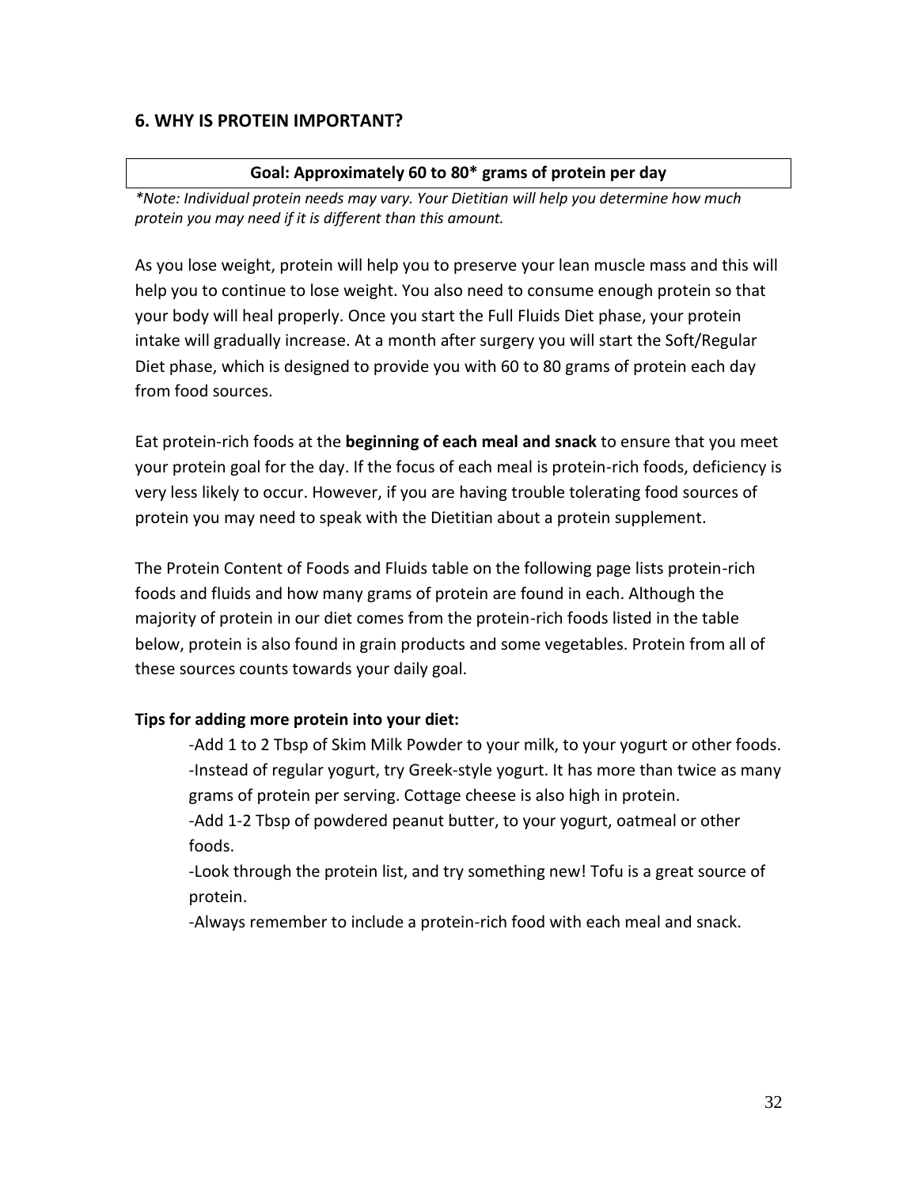## 6. WHY IS PROTEIN IMPORTANT?

| **Goal: Approximately 60 to 80* grams of protein per day** |
| --- |

*\*Note: Individual protein needs may vary. Your Dietitian will help you determine how much protein you may need if it is different than this amount.*

As you lose weight, protein will help you to preserve your lean muscle mass and this will help you to continue to lose weight. You also need to consume enough protein so that your body will heal properly. Once you start the Full Fluids Diet phase, your protein intake will gradually increase. At a month after surgery you will start the Soft/Regular Diet phase, which is designed to provide you with 60 to 80 grams of protein each day from food sources.

Eat protein-rich foods at the **beginning of each meal and snack** to ensure that you meet your protein goal for the day. If the focus of each meal is protein-rich foods, deficiency is very less likely to occur. However, if you are having trouble tolerating food sources of protein you may need to speak with the Dietitian about a protein supplement.

The Protein Content of Foods and Fluids table on the following page lists protein-rich foods and fluids and how many grams of protein are found in each. Although the majority of protein in our diet comes from the protein-rich foods listed in the table below, protein is also found in grain products and some vegetables. Protein from all of these sources counts towards your daily goal.

**Tips for adding more protein into your diet:**

-Add 1 to 2 Tbsp of Skim Milk Powder to your milk, to your yogurt or other foods.

-Instead of regular yogurt, try Greek-style yogurt. It has more than twice as many grams of protein per serving. Cottage cheese is also high in protein.

-Add 1-2 Tbsp of powdered peanut butter, to your yogurt, oatmeal or other foods.

-Look through the protein list, and try something new! Tofu is a great source of protein.

-Always remember to include a protein-rich food with each meal and snack.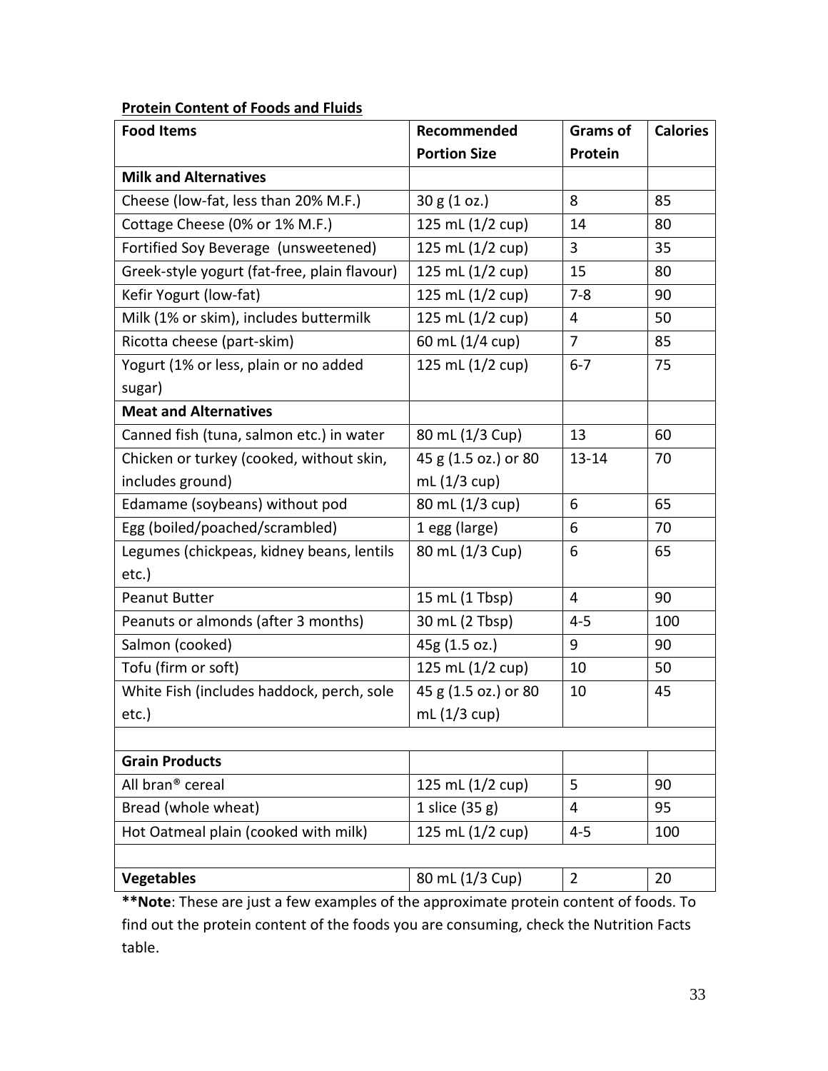**Protein Content of Foods and Fluids**

| Food Items | Recommended Portion Size | Grams of Protein | Calories |
|---|---|---|---|
| **Milk and Alternatives** | | | |
| Cheese (low-fat, less than 20% M.F.) | 30 g (1 oz.) | 8 | 85 |
| Cottage Cheese (0% or 1% M.F.) | 125 mL (1/2 cup) | 14 | 80 |
| Fortified Soy Beverage (unsweetened) | 125 mL (1/2 cup) | 3 | 35 |
| Greek-style yogurt (fat-free, plain flavour) | 125 mL (1/2 cup) | 15 | 80 |
| Kefir Yogurt (low-fat) | 125 mL (1/2 cup) | 7-8 | 90 |
| Milk (1% or skim), includes buttermilk | 125 mL (1/2 cup) | 4 | 50 |
| Ricotta cheese (part-skim) | 60 mL (1/4 cup) | 7 | 85 |
| Yogurt (1% or less, plain or no added sugar) | 125 mL (1/2 cup) | 6-7 | 75 |
| **Meat and Alternatives** | | | |
| Canned fish (tuna, salmon etc.) in water | 80 mL (1/3 Cup) | 13 | 60 |
| Chicken or turkey (cooked, without skin, includes ground) | 45 g (1.5 oz.) or 80 mL (1/3 cup) | 13-14 | 70 |
| Edamame (soybeans) without pod | 80 mL (1/3 cup) | 6 | 65 |
| Egg (boiled/poached/scrambled) | 1 egg (large) | 6 | 70 |
| Legumes (chickpeas, kidney beans, lentils etc.) | 80 mL (1/3 Cup) | 6 | 65 |
| Peanut Butter | 15 mL (1 Tbsp) | 4 | 90 |
| Peanuts or almonds (after 3 months) | 30 mL (2 Tbsp) | 4-5 | 100 |
| Salmon (cooked) | 45g (1.5 oz.) | 9 | 90 |
| Tofu (firm or soft) | 125 mL (1/2 cup) | 10 | 50 |
| White Fish (includes haddock, perch, sole etc.) | 45 g (1.5 oz.) or 80 mL (1/3 cup) | 10 | 45 |
| | | | |
| **Grain Products** | | | |
| All bran® cereal | 125 mL (1/2 cup) | 5 | 90 |
| Bread (whole wheat) | 1 slice (35 g) | 4 | 95 |
| Hot Oatmeal plain (cooked with milk) | 125 mL (1/2 cup) | 4-5 | 100 |
| | | | |
| **Vegetables** | 80 mL (1/3 Cup) | 2 | 20 |

****Note**: These are just a few examples of the approximate protein content of foods. To find out the protein content of the foods you are consuming, check the Nutrition Facts table.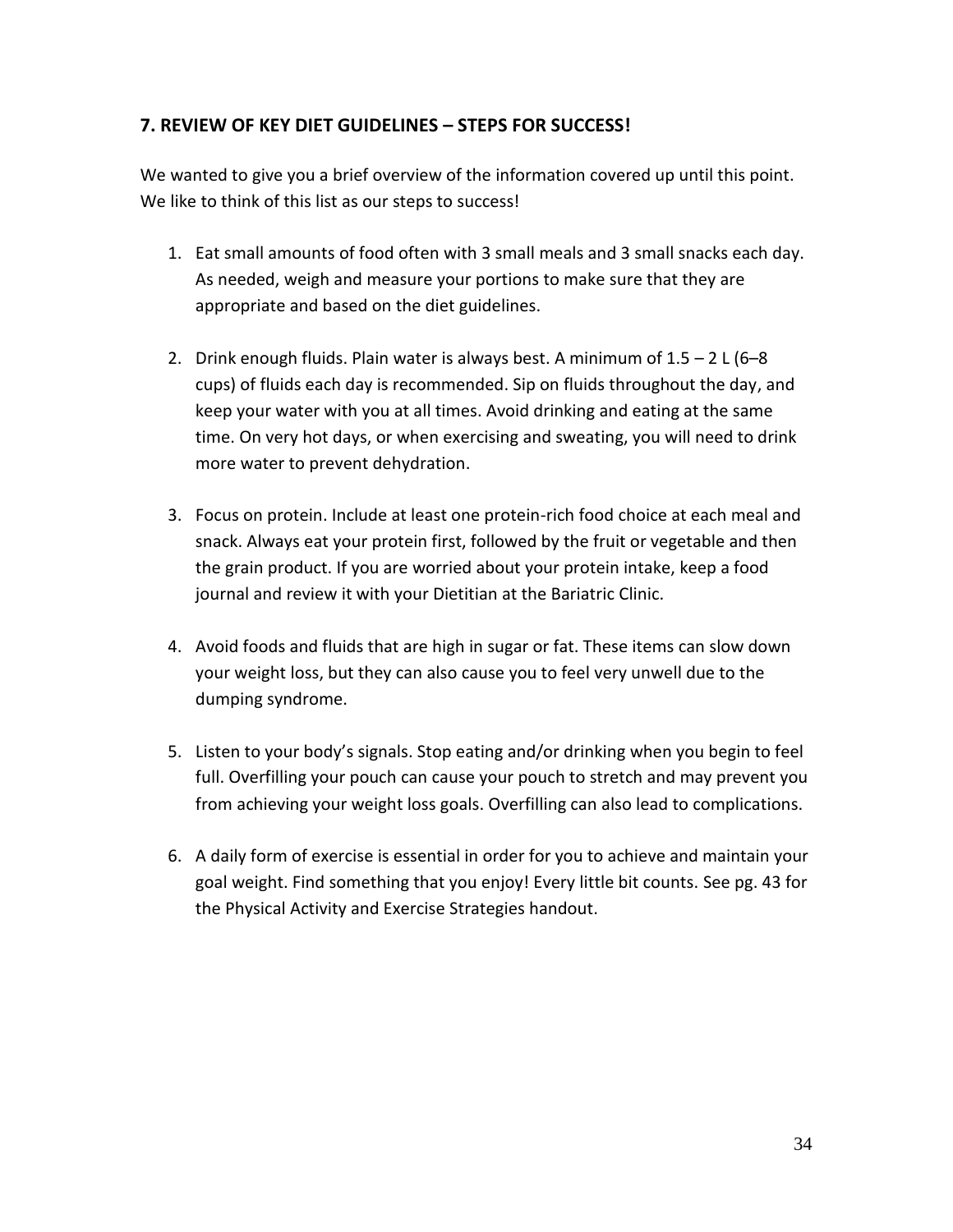## 7. REVIEW OF KEY DIET GUIDELINES – STEPS FOR SUCCESS!

We wanted to give you a brief overview of the information covered up until this point. We like to think of this list as our steps to success!

1. Eat small amounts of food often with 3 small meals and 3 small snacks each day. As needed, weigh and measure your portions to make sure that they are appropriate and based on the diet guidelines.

2. Drink enough fluids. Plain water is always best. A minimum of 1.5 – 2 L (6–8 cups) of fluids each day is recommended. Sip on fluids throughout the day, and keep your water with you at all times. Avoid drinking and eating at the same time. On very hot days, or when exercising and sweating, you will need to drink more water to prevent dehydration.

3. Focus on protein. Include at least one protein-rich food choice at each meal and snack. Always eat your protein first, followed by the fruit or vegetable and then the grain product. If you are worried about your protein intake, keep a food journal and review it with your Dietitian at the Bariatric Clinic.

4. Avoid foods and fluids that are high in sugar or fat. These items can slow down your weight loss, but they can also cause you to feel very unwell due to the dumping syndrome.

5. Listen to your body's signals. Stop eating and/or drinking when you begin to feel full. Overfilling your pouch can cause your pouch to stretch and may prevent you from achieving your weight loss goals. Overfilling can also lead to complications.

6. A daily form of exercise is essential in order for you to achieve and maintain your goal weight. Find something that you enjoy! Every little bit counts. See pg. 43 for the Physical Activity and Exercise Strategies handout.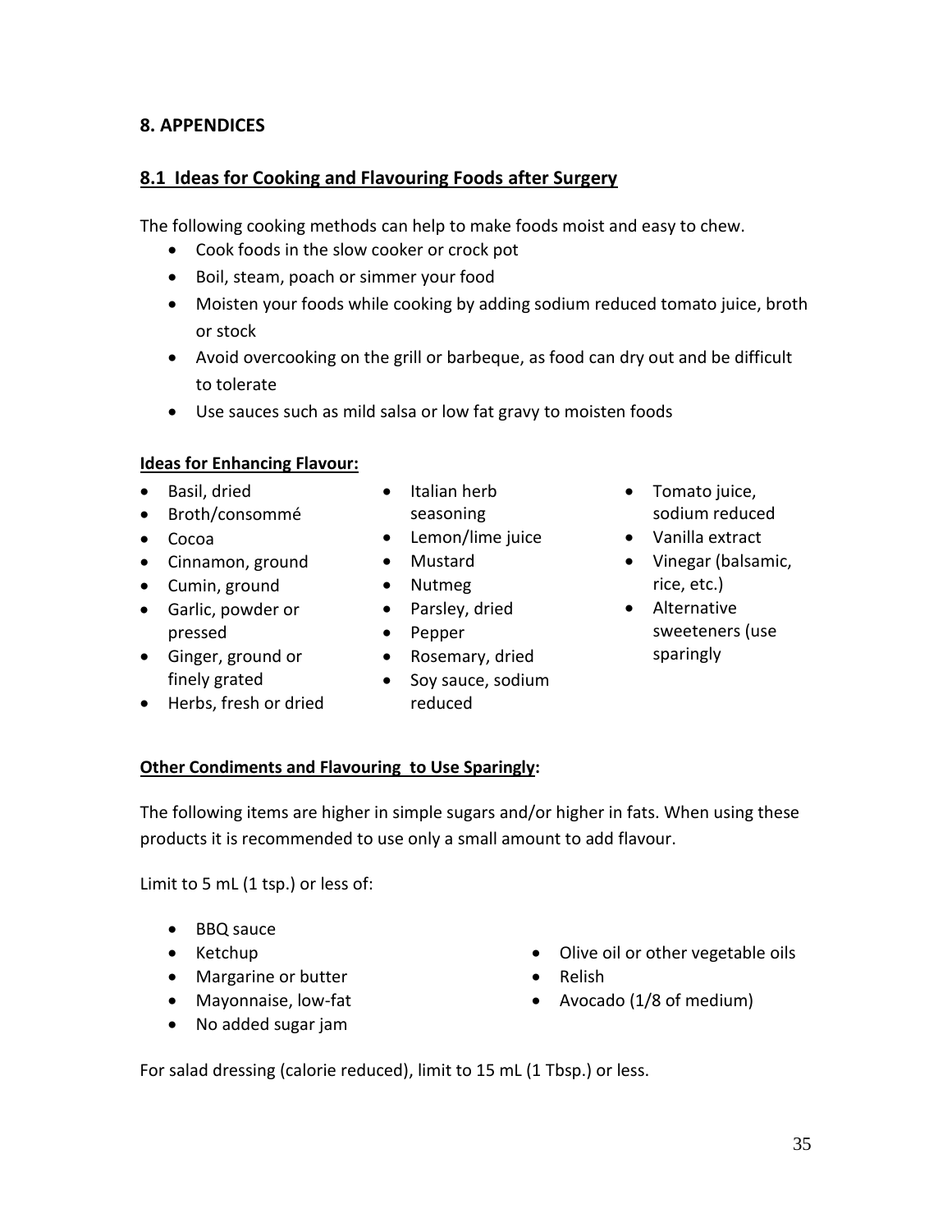## 8. APPENDICES

### 8.1 Ideas for Cooking and Flavouring Foods after Surgery

The following cooking methods can help to make foods moist and easy to chew.

- Cook foods in the slow cooker or crock pot
- Boil, steam, poach or simmer your food
- Moisten your foods while cooking by adding sodium reduced tomato juice, broth or stock
- Avoid overcooking on the grill or barbeque, as food can dry out and be difficult to tolerate
- Use sauces such as mild salsa or low fat gravy to moisten foods

**Ideas for Enhancing Flavour:**

- Basil, dried
- Broth/consommé
- Cocoa
- Cinnamon, ground
- Cumin, ground
- Garlic, powder or pressed
- Ginger, ground or finely grated
- Herbs, fresh or dried
- Italian herb seasoning
- Lemon/lime juice
- Mustard
- Nutmeg
- Parsley, dried
- Pepper
- Rosemary, dried
- Soy sauce, sodium reduced
- Tomato juice, sodium reduced
- Vanilla extract
- Vinegar (balsamic, rice, etc.)
- Alternative sweeteners (use sparingly

**Other Condiments and Flavouring to Use Sparingly:**

The following items are higher in simple sugars and/or higher in fats. When using these products it is recommended to use only a small amount to add flavour.

Limit to 5 mL (1 tsp.) or less of:

- BBQ sauce
- Ketchup
- Margarine or butter
- Mayonnaise, low-fat
- No added sugar jam
- Olive oil or other vegetable oils
- Relish
- Avocado (1/8 of medium)

For salad dressing (calorie reduced), limit to 15 mL (1 Tbsp.) or less.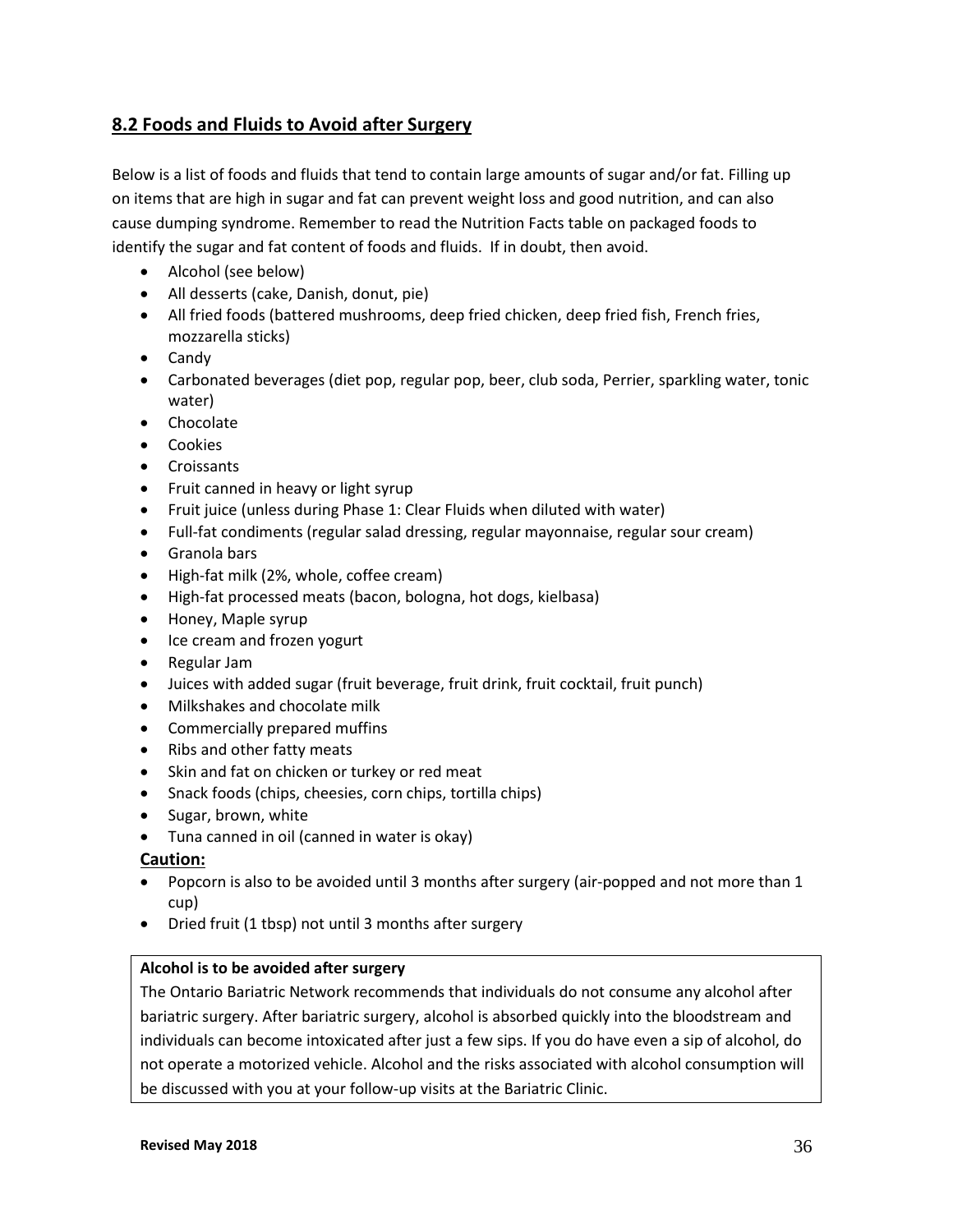## 8.2 Foods and Fluids to Avoid after Surgery

Below is a list of foods and fluids that tend to contain large amounts of sugar and/or fat. Filling up on items that are high in sugar and fat can prevent weight loss and good nutrition, and can also cause dumping syndrome. Remember to read the Nutrition Facts table on packaged foods to identify the sugar and fat content of foods and fluids. If in doubt, then avoid.

- Alcohol (see below)
- All desserts (cake, Danish, donut, pie)
- All fried foods (battered mushrooms, deep fried chicken, deep fried fish, French fries, mozzarella sticks)
- Candy
- Carbonated beverages (diet pop, regular pop, beer, club soda, Perrier, sparkling water, tonic water)
- Chocolate
- Cookies
- Croissants
- Fruit canned in heavy or light syrup
- Fruit juice (unless during Phase 1: Clear Fluids when diluted with water)
- Full-fat condiments (regular salad dressing, regular mayonnaise, regular sour cream)
- Granola bars
- High-fat milk (2%, whole, coffee cream)
- High-fat processed meats (bacon, bologna, hot dogs, kielbasa)
- Honey, Maple syrup
- Ice cream and frozen yogurt
- Regular Jam
- Juices with added sugar (fruit beverage, fruit drink, fruit cocktail, fruit punch)
- Milkshakes and chocolate milk
- Commercially prepared muffins
- Ribs and other fatty meats
- Skin and fat on chicken or turkey or red meat
- Snack foods (chips, cheesies, corn chips, tortilla chips)
- Sugar, brown, white
- Tuna canned in oil (canned in water is okay)

**Caution:**

- Popcorn is also to be avoided until 3 months after surgery (air-popped and not more than 1 cup)
- Dried fruit (1 tbsp) not until 3 months after surgery

**Alcohol is to be avoided after surgery**

The Ontario Bariatric Network recommends that individuals do not consume any alcohol after bariatric surgery. After bariatric surgery, alcohol is absorbed quickly into the bloodstream and individuals can become intoxicated after just a few sips. If you do have even a sip of alcohol, do not operate a motorized vehicle. Alcohol and the risks associated with alcohol consumption will be discussed with you at your follow-up visits at the Bariatric Clinic.

**Revised May 2018**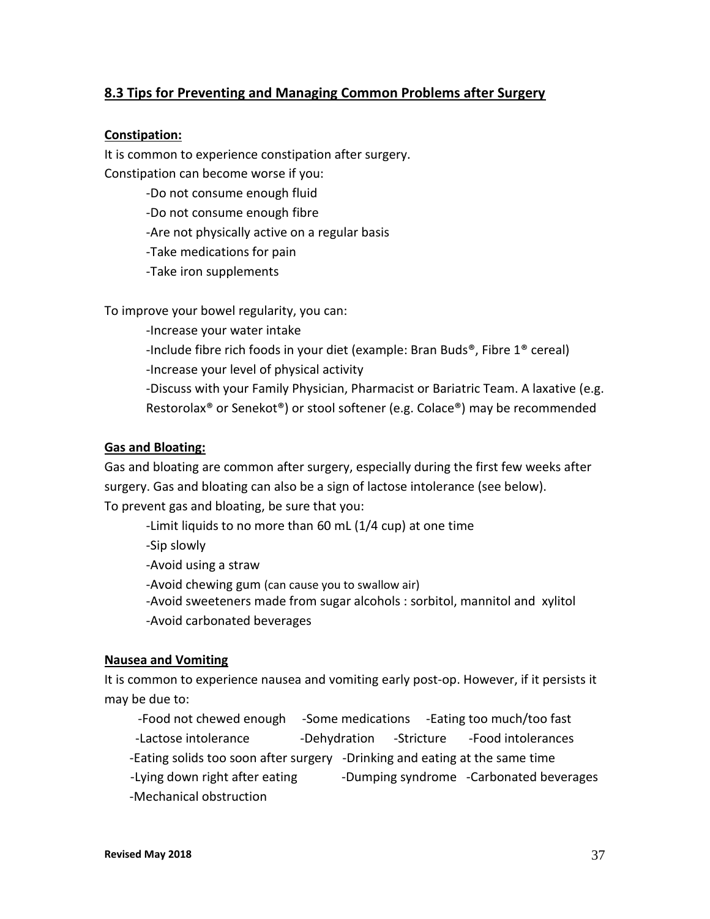## 8.3 Tips for Preventing and Managing Common Problems after Surgery

**Constipation:**

It is common to experience constipation after surgery.

Constipation can become worse if you:

- Do not consume enough fluid
- Do not consume enough fibre
- Are not physically active on a regular basis
- Take medications for pain
- Take iron supplements

To improve your bowel regularity, you can:

- Increase your water intake
- Include fibre rich foods in your diet (example: Bran Buds®, Fibre 1® cereal)
- Increase your level of physical activity
- Discuss with your Family Physician, Pharmacist or Bariatric Team. A laxative (e.g. Restorolax® or Senekot®) or stool softener (e.g. Colace®) may be recommended

**Gas and Bloating:**

Gas and bloating are common after surgery, especially during the first few weeks after surgery. Gas and bloating can also be a sign of lactose intolerance (see below).

To prevent gas and bloating, be sure that you:

- Limit liquids to no more than 60 mL (1/4 cup) at one time
- Sip slowly
- Avoid using a straw
- Avoid chewing gum (can cause you to swallow air)
- Avoid sweeteners made from sugar alcohols : sorbitol, mannitol and xylitol
- Avoid carbonated beverages

**Nausea and Vomiting**

It is common to experience nausea and vomiting early post-op. However, if it persists it may be due to:

- Food not chewed enough
- Some medications
- Eating too much/too fast
- Lactose intolerance
- Dehydration
- Stricture
- Food intolerances
- Eating solids too soon after surgery
- Drinking and eating at the same time
- Lying down right after eating
- Dumping syndrome
- Carbonated beverages
- Mechanical obstruction

**Revised May 2018**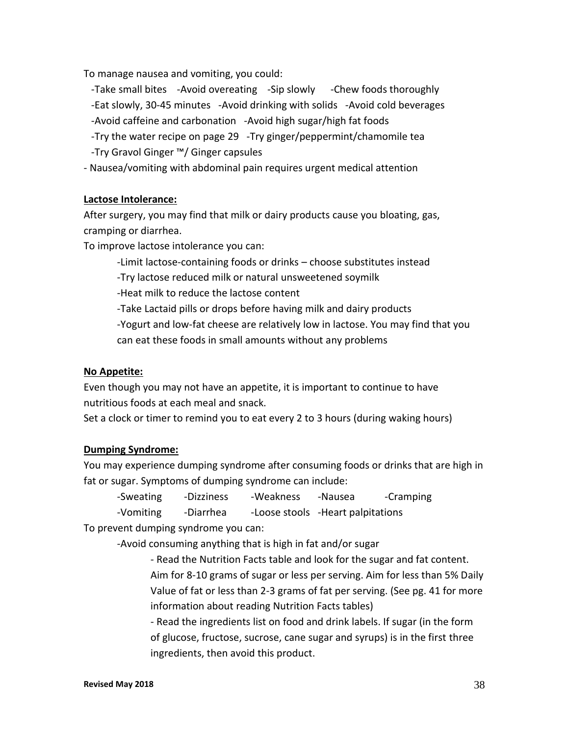To manage nausea and vomiting, you could:

- -Take small bites -Avoid overeating -Sip slowly -Chew foods thoroughly
- -Eat slowly, 30-45 minutes -Avoid drinking with solids -Avoid cold beverages
- -Avoid caffeine and carbonation -Avoid high sugar/high fat foods
- -Try the water recipe on page 29 -Try ginger/peppermint/chamomile tea
- -Try Gravol Ginger ™/ Ginger capsules

- Nausea/vomiting with abdominal pain requires urgent medical attention

**Lactose Intolerance:**

After surgery, you may find that milk or dairy products cause you bloating, gas, cramping or diarrhea.

To improve lactose intolerance you can:

- -Limit lactose-containing foods or drinks – choose substitutes instead
- -Try lactose reduced milk or natural unsweetened soymilk
- -Heat milk to reduce the lactose content
- -Take Lactaid pills or drops before having milk and dairy products
- -Yogurt and low-fat cheese are relatively low in lactose. You may find that you can eat these foods in small amounts without any problems

**No Appetite:**

Even though you may not have an appetite, it is important to continue to have nutritious foods at each meal and snack.

Set a clock or timer to remind you to eat every 2 to 3 hours (during waking hours)

**Dumping Syndrome:**

You may experience dumping syndrome after consuming foods or drinks that are high in fat or sugar. Symptoms of dumping syndrome can include:

- -Sweating -Dizziness -Weakness -Nausea -Cramping
- -Vomiting -Diarrhea -Loose stools -Heart palpitations

To prevent dumping syndrome you can:

- -Avoid consuming anything that is high in fat and/or sugar
  - Read the Nutrition Facts table and look for the sugar and fat content. Aim for 8-10 grams of sugar or less per serving. Aim for less than 5% Daily Value of fat or less than 2-3 grams of fat per serving. (See pg. 41 for more information about reading Nutrition Facts tables)
  - Read the ingredients list on food and drink labels. If sugar (in the form of glucose, fructose, sucrose, cane sugar and syrups) is in the first three ingredients, then avoid this product.

Revised May 2018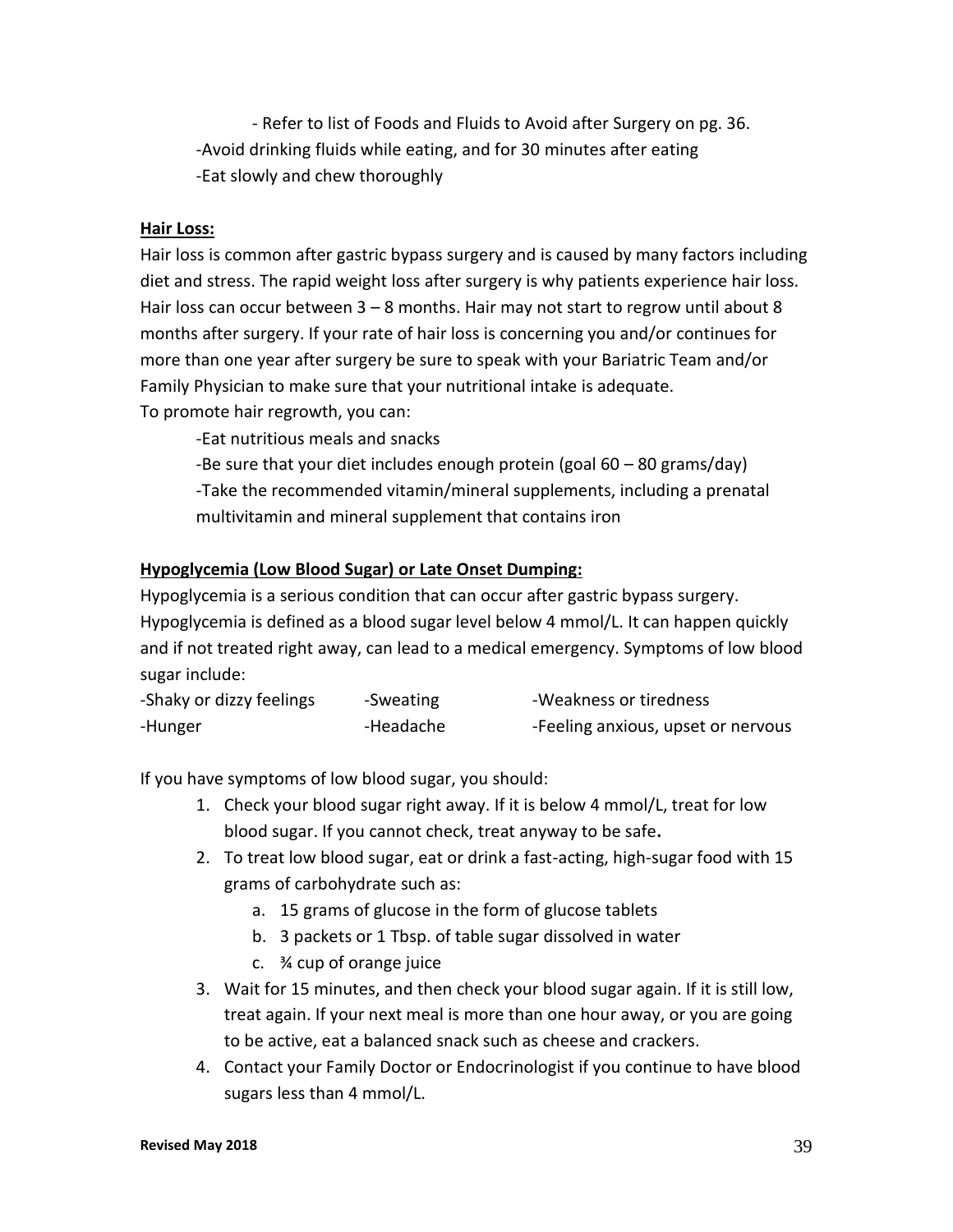- Refer to list of Foods and Fluids to Avoid after Surgery on pg. 36.

-Avoid drinking fluids while eating, and for 30 minutes after eating

-Eat slowly and chew thoroughly

**Hair Loss:**

Hair loss is common after gastric bypass surgery and is caused by many factors including diet and stress. The rapid weight loss after surgery is why patients experience hair loss. Hair loss can occur between 3 – 8 months. Hair may not start to regrow until about 8 months after surgery. If your rate of hair loss is concerning you and/or continues for more than one year after surgery be sure to speak with your Bariatric Team and/or Family Physician to make sure that your nutritional intake is adequate.

To promote hair regrowth, you can:

-Eat nutritious meals and snacks

-Be sure that your diet includes enough protein (goal 60 – 80 grams/day)

-Take the recommended vitamin/mineral supplements, including a prenatal multivitamin and mineral supplement that contains iron

**Hypoglycemia (Low Blood Sugar) or Late Onset Dumping:**

Hypoglycemia is a serious condition that can occur after gastric bypass surgery. Hypoglycemia is defined as a blood sugar level below 4 mmol/L. It can happen quickly and if not treated right away, can lead to a medical emergency. Symptoms of low blood sugar include:

-Shaky or dizzy feelings

-Sweating

-Weakness or tiredness

-Hunger

-Headache

-Feeling anxious, upset or nervous

If you have symptoms of low blood sugar, you should:

1. Check your blood sugar right away. If it is below 4 mmol/L, treat for low blood sugar. If you cannot check, treat anyway to be safe**.**
2. To treat low blood sugar, eat or drink a fast-acting, high-sugar food with 15 grams of carbohydrate such as:
   a. 15 grams of glucose in the form of glucose tablets
   b. 3 packets or 1 Tbsp. of table sugar dissolved in water
   c. ¾ cup of orange juice
3. Wait for 15 minutes, and then check your blood sugar again. If it is still low, treat again. If your next meal is more than one hour away, or you are going to be active, eat a balanced snack such as cheese and crackers.
4. Contact your Family Doctor or Endocrinologist if you continue to have blood sugars less than 4 mmol/L.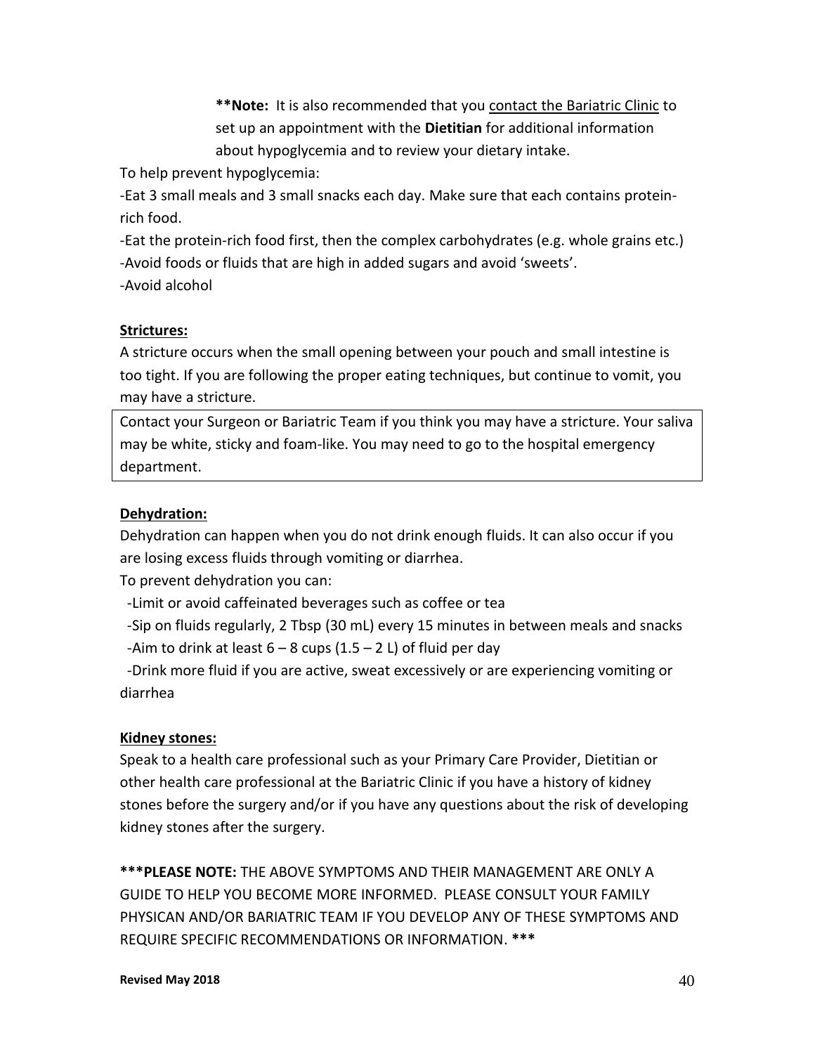**Note: It is also recommended that you contact the Bariatric Clinic to set up an appointment with the **Dietitian** for additional information about hypoglycemia and to review your dietary intake.

To help prevent hypoglycemia:

-Eat 3 small meals and 3 small snacks each day. Make sure that each contains protein-rich food.

-Eat the protein-rich food first, then the complex carbohydrates (e.g. whole grains etc.)

-Avoid foods or fluids that are high in added sugars and avoid 'sweets'.

-Avoid alcohol

**Strictures:**

A stricture occurs when the small opening between your pouch and small intestine is too tight. If you are following the proper eating techniques, but continue to vomit, you may have a stricture.

> Contact your Surgeon or Bariatric Team if you think you may have a stricture. Your saliva may be white, sticky and foam-like. You may need to go to the hospital emergency department.

**Dehydration:**

Dehydration can happen when you do not drink enough fluids. It can also occur if you are losing excess fluids through vomiting or diarrhea.

To prevent dehydration you can:

-Limit or avoid caffeinated beverages such as coffee or tea

-Sip on fluids regularly, 2 Tbsp (30 mL) every 15 minutes in between meals and snacks

-Aim to drink at least 6 – 8 cups (1.5 – 2 L) of fluid per day

-Drink more fluid if you are active, sweat excessively or are experiencing vomiting or diarrhea

**Kidney stones:**

Speak to a health care professional such as your Primary Care Provider, Dietitian or other health care professional at the Bariatric Clinic if you have a history of kidney stones before the surgery and/or if you have any questions about the risk of developing kidney stones after the surgery.

***PLEASE NOTE:** THE ABOVE SYMPTOMS AND THEIR MANAGEMENT ARE ONLY A GUIDE TO HELP YOU BECOME MORE INFORMED. PLEASE CONSULT YOUR FAMILY PHYSICAN AND/OR BARIATRIC TEAM IF YOU DEVELOP ANY OF THESE SYMPTOMS AND REQUIRE SPECIFIC RECOMMENDATIONS OR INFORMATION. ***

**Revised May 2018**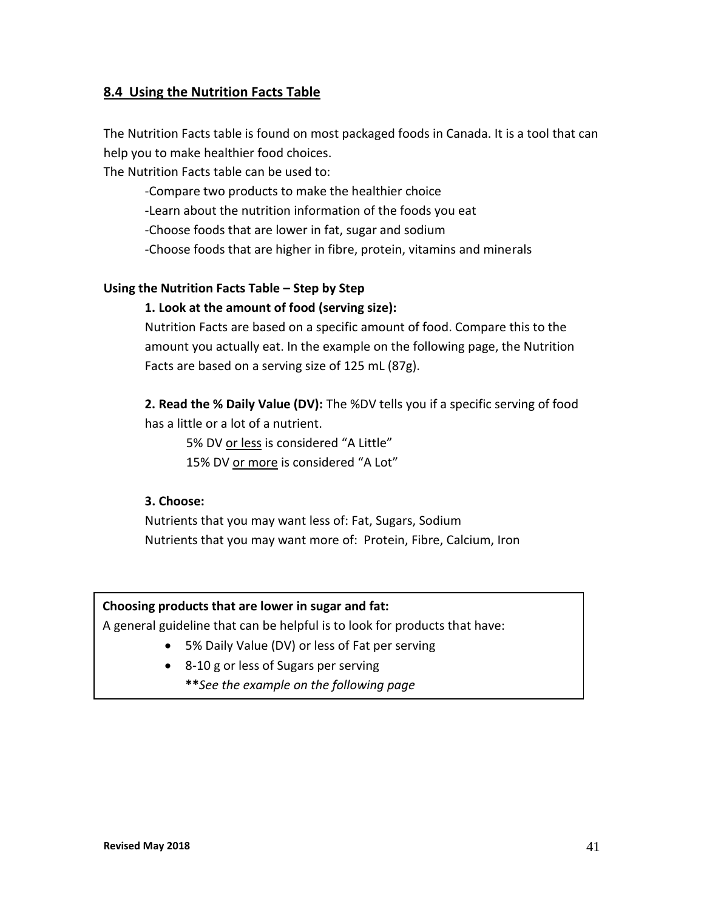## 8.4 Using the Nutrition Facts Table

The Nutrition Facts table is found on most packaged foods in Canada. It is a tool that can help you to make healthier food choices.

The Nutrition Facts table can be used to:

- -Compare two products to make the healthier choice
- -Learn about the nutrition information of the foods you eat
- -Choose foods that are lower in fat, sugar and sodium
- -Choose foods that are higher in fibre, protein, vitamins and minerals

### Using the Nutrition Facts Table – Step by Step

**1. Look at the amount of food (serving size):**

Nutrition Facts are based on a specific amount of food. Compare this to the amount you actually eat. In the example on the following page, the Nutrition Facts are based on a serving size of 125 mL (87g).

**2. Read the % Daily Value (DV):** The %DV tells you if a specific serving of food has a little or a lot of a nutrient.

5% DV <u>or less</u> is considered "A Little"

15% DV <u>or more</u> is considered "A Lot"

**3. Choose:**

Nutrients that you may want less of: Fat, Sugars, Sodium

Nutrients that you may want more of: Protein, Fibre, Calcium, Iron

**Choosing products that are lower in sugar and fat:**

A general guideline that can be helpful is to look for products that have:

- 5% Daily Value (DV) or less of Fat per serving
- 8-10 g or less of Sugars per serving

**\****See the example on the following page*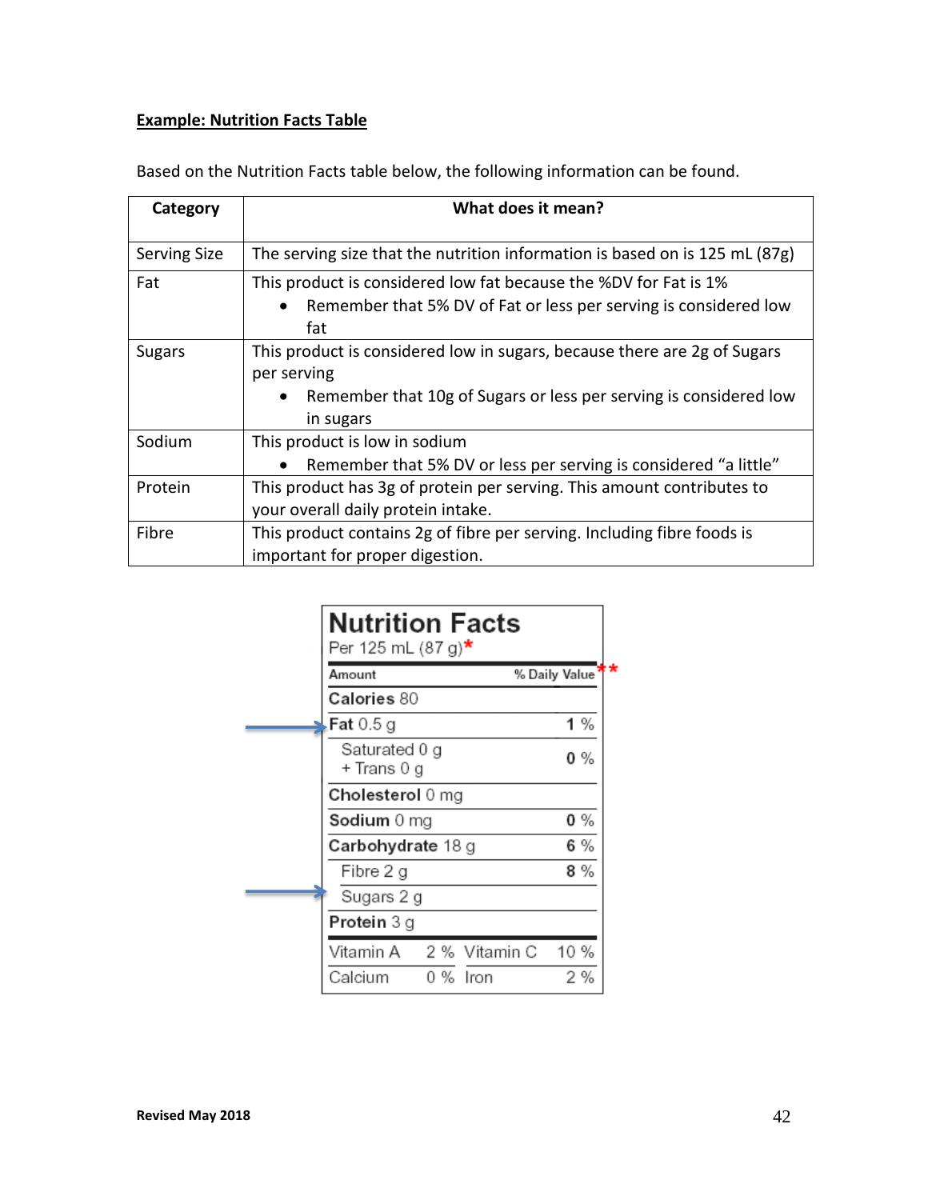**Example: Nutrition Facts Table**

Based on the Nutrition Facts table below, the following information can be found.

| Category | What does it mean? |
|---|---|
| Serving Size | The serving size that the nutrition information is based on is 125 mL (87g) |
| Fat | This product is considered low fat because the %DV for Fat is 1%<br>• Remember that 5% DV of Fat or less per serving is considered low fat |
| Sugars | This product is considered low in sugars, because there are 2g of Sugars per serving<br>• Remember that 10g of Sugars or less per serving is considered low in sugars |
| Sodium | This product is low in sodium<br>• Remember that 5% DV or less per serving is considered "a little" |
| Protein | This product has 3g of protein per serving. This amount contributes to your overall daily protein intake. |
| Fibre | This product contains 2g of fibre per serving. Including fibre foods is important for proper digestion. |

**Nutrition Facts**
Per 125 mL (87 g)*

| Amount | % Daily Value** |
|---|---|
| **Calories** 80 | |
| **Fat** 0.5 g | 1 % |
| Saturated 0 g + Trans 0 g | 0 % |
| **Cholesterol** 0 mg | |
| **Sodium** 0 mg | 0 % |
| **Carbohydrate** 18 g | 6 % |
| Fibre 2 g | 8 % |
| Sugars 2 g | |
| **Protein** 3 g | |

| | | | |
|---|---|---|---|
| Vitamin A | 2 % | Vitamin C | 10 % |
| Calcium | 0 % | Iron | 2 % |

Revised May 2018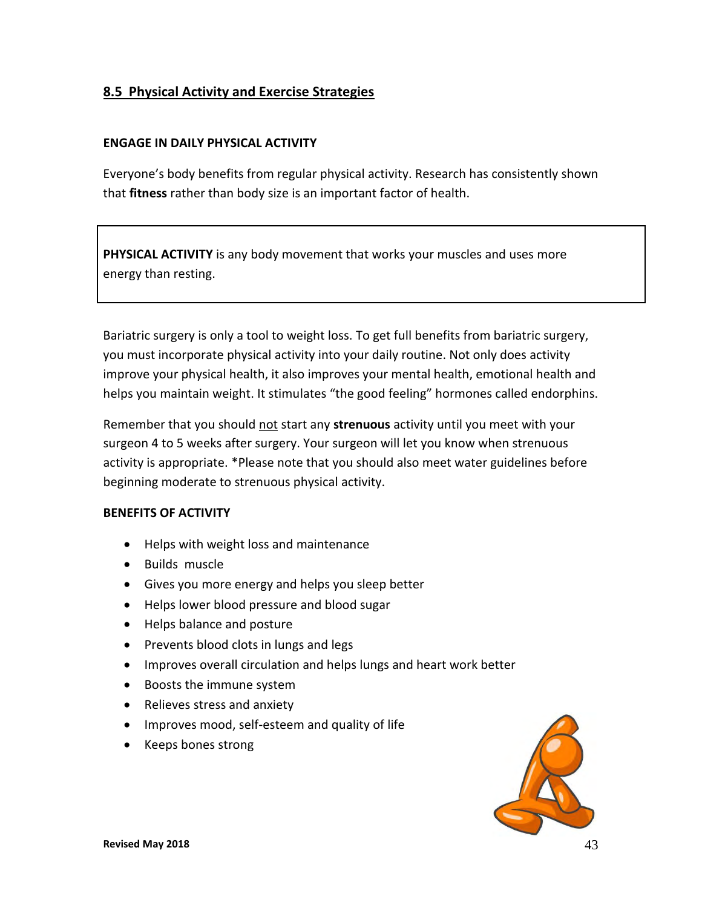## 8.5 Physical Activity and Exercise Strategies

### ENGAGE IN DAILY PHYSICAL ACTIVITY

Everyone's body benefits from regular physical activity. Research has consistently shown that **fitness** rather than body size is an important factor of health.

> **PHYSICAL ACTIVITY** is any body movement that works your muscles and uses more energy than resting.

Bariatric surgery is only a tool to weight loss. To get full benefits from bariatric surgery, you must incorporate physical activity into your daily routine. Not only does activity improve your physical health, it also improves your mental health, emotional health and helps you maintain weight. It stimulates "the good feeling" hormones called endorphins.

Remember that you should <u>not</u> start any **strenuous** activity until you meet with your surgeon 4 to 5 weeks after surgery. Your surgeon will let you know when strenuous activity is appropriate. *Please note that you should also meet water guidelines before beginning moderate to strenuous physical activity.

### BENEFITS OF ACTIVITY

- Helps with weight loss and maintenance
- Builds muscle
- Gives you more energy and helps you sleep better
- Helps lower blood pressure and blood sugar
- Helps balance and posture
- Prevents blood clots in lungs and legs
- Improves overall circulation and helps lungs and heart work better
- Boosts the immune system
- Relieves stress and anxiety
- Improves mood, self-esteem and quality of life
- Keeps bones strong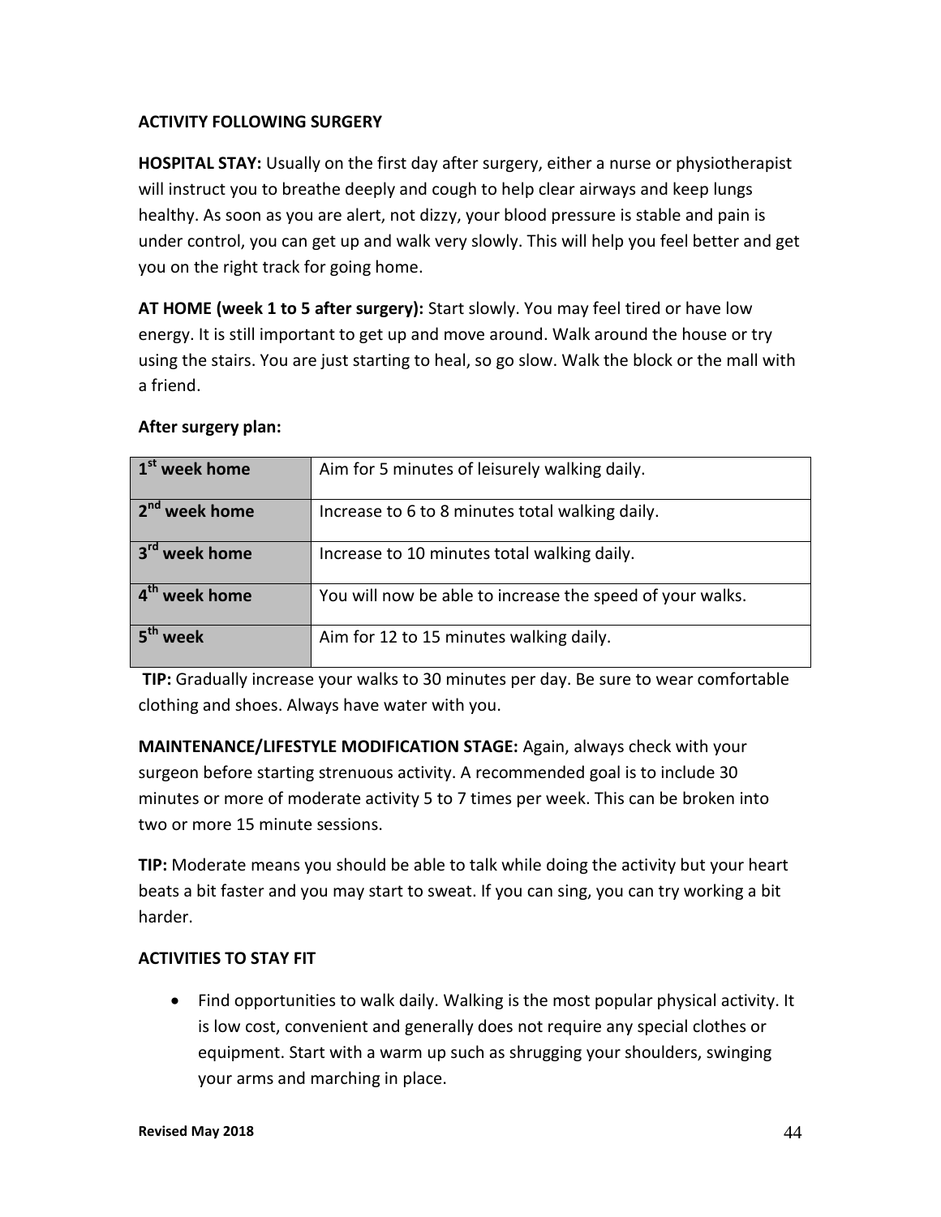## ACTIVITY FOLLOWING SURGERY

**HOSPITAL STAY:** Usually on the first day after surgery, either a nurse or physiotherapist will instruct you to breathe deeply and cough to help clear airways and keep lungs healthy. As soon as you are alert, not dizzy, your blood pressure is stable and pain is under control, you can get up and walk very slowly. This will help you feel better and get you on the right track for going home.

**AT HOME (week 1 to 5 after surgery):** Start slowly. You may feel tired or have low energy. It is still important to get up and move around. Walk around the house or try using the stairs. You are just starting to heal, so go slow. Walk the block or the mall with a friend.

**After surgery plan:**

| | |
|---|---|
| **1st week home** | Aim for 5 minutes of leisurely walking daily. |
| **2nd week home** | Increase to 6 to 8 minutes total walking daily. |
| **3rd week home** | Increase to 10 minutes total walking daily. |
| **4th week home** | You will now be able to increase the speed of your walks. |
| **5th week** | Aim for 12 to 15 minutes walking daily. |

**TIP:** Gradually increase your walks to 30 minutes per day. Be sure to wear comfortable clothing and shoes. Always have water with you.

**MAINTENANCE/LIFESTYLE MODIFICATION STAGE:** Again, always check with your surgeon before starting strenuous activity. A recommended goal is to include 30 minutes or more of moderate activity 5 to 7 times per week. This can be broken into two or more 15 minute sessions.

**TIP:** Moderate means you should be able to talk while doing the activity but your heart beats a bit faster and you may start to sweat. If you can sing, you can try working a bit harder.

## ACTIVITIES TO STAY FIT

- Find opportunities to walk daily. Walking is the most popular physical activity. It is low cost, convenient and generally does not require any special clothes or equipment. Start with a warm up such as shrugging your shoulders, swinging your arms and marching in place.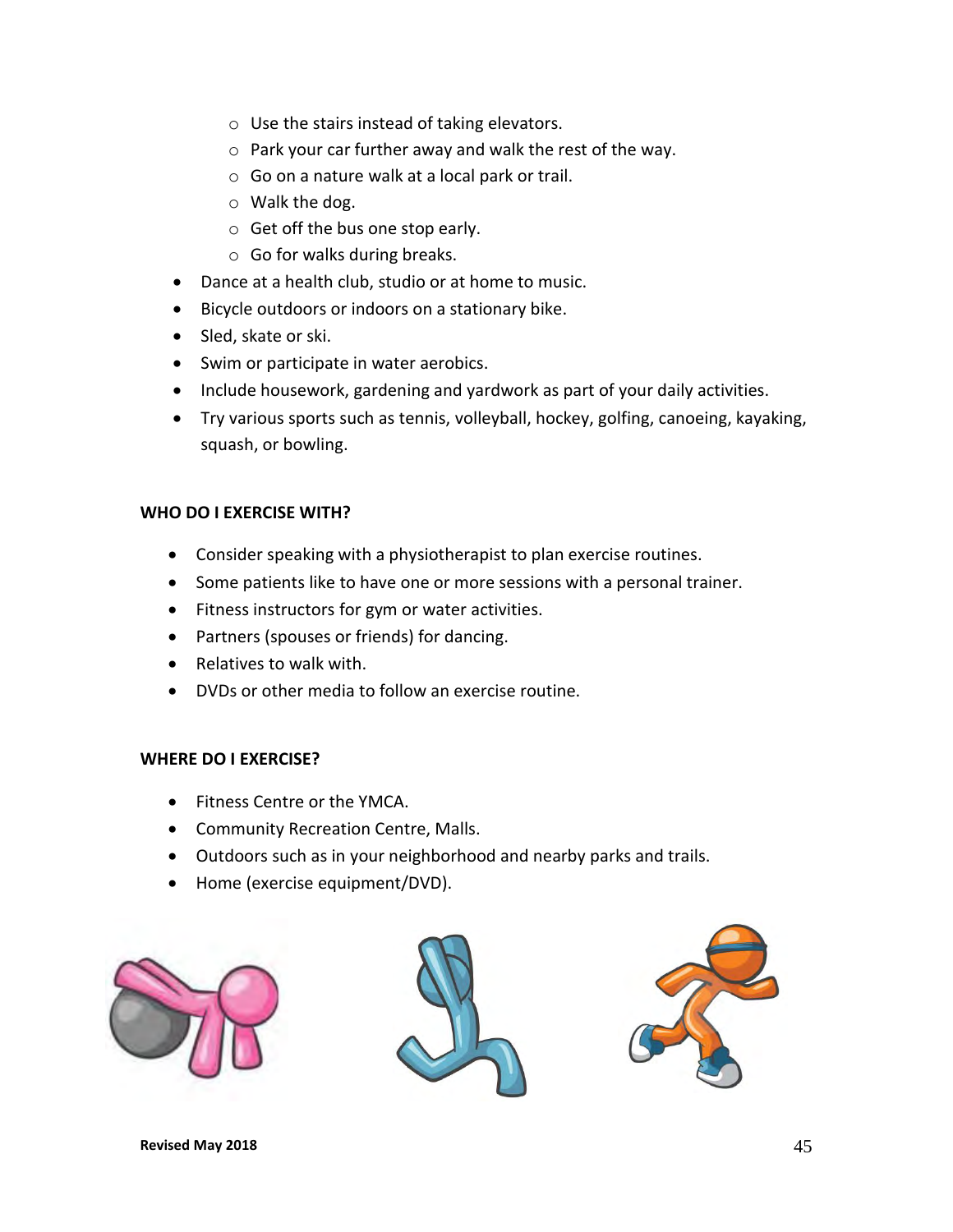- Use the stairs instead of taking elevators.
  - Park your car further away and walk the rest of the way.
  - Go on a nature walk at a local park or trail.
  - Walk the dog.
  - Get off the bus one stop early.
  - Go for walks during breaks.
- Dance at a health club, studio or at home to music.
- Bicycle outdoors or indoors on a stationary bike.
- Sled, skate or ski.
- Swim or participate in water aerobics.
- Include housework, gardening and yardwork as part of your daily activities.
- Try various sports such as tennis, volleyball, hockey, golfing, canoeing, kayaking, squash, or bowling.

**WHO DO I EXERCISE WITH?**

- Consider speaking with a physiotherapist to plan exercise routines.
- Some patients like to have one or more sessions with a personal trainer.
- Fitness instructors for gym or water activities.
- Partners (spouses or friends) for dancing.
- Relatives to walk with.
- DVDs or other media to follow an exercise routine.

**WHERE DO I EXERCISE?**

- Fitness Centre or the YMCA.
- Community Recreation Centre, Malls.
- Outdoors such as in your neighborhood and nearby parks and trails.
- Home (exercise equipment/DVD).

**Revised May 2018**